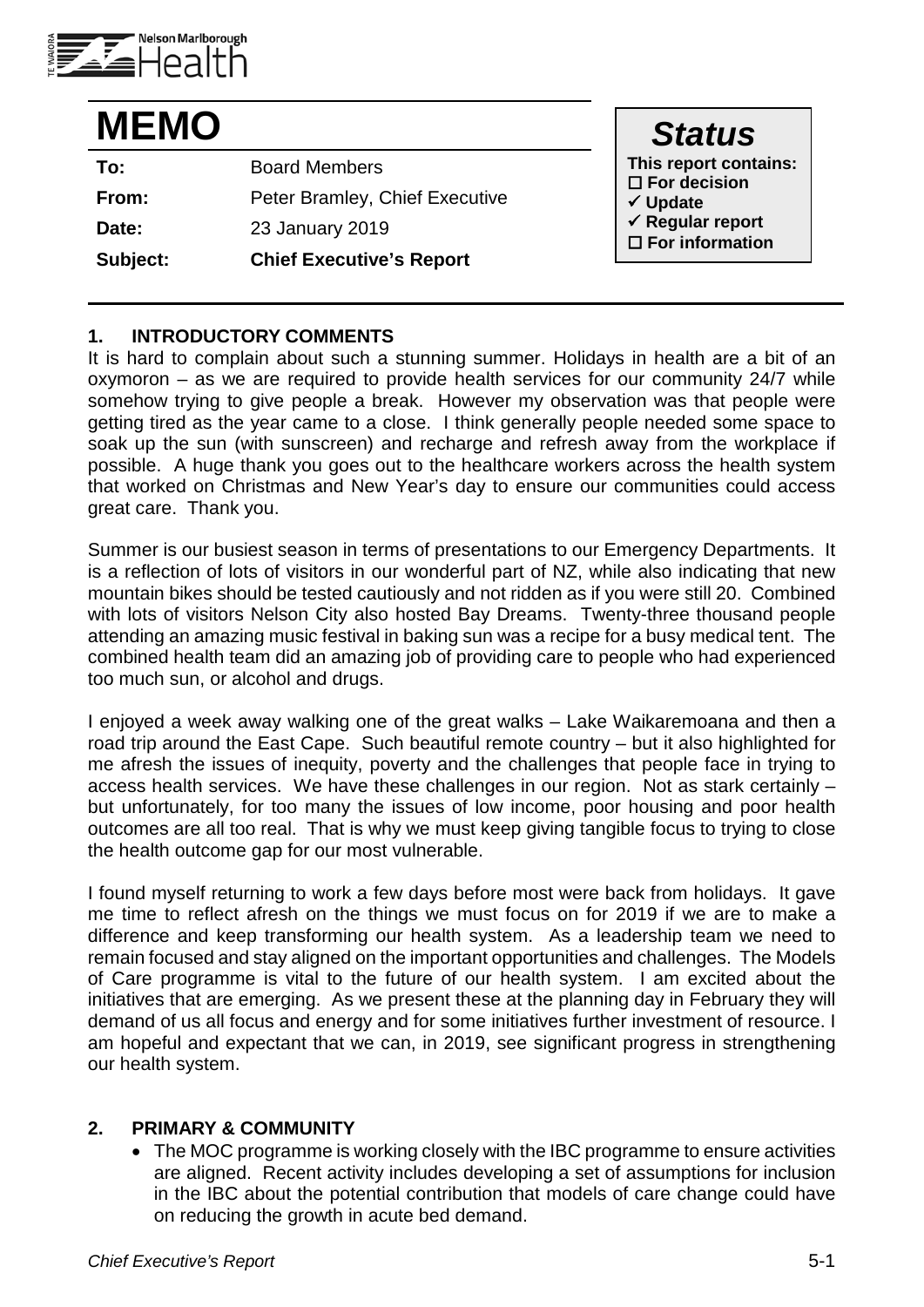# MEMO

| | |
|---|---|
| **To:** | Board Members |
| **From:** | Peter Bramley, Chief Executive |
| **Date:** | 23 January 2019 |
| **Subject:** | **Chief Executive's Report** |

***Status***

**This report contains:**
- ☐ **For decision**
- ✓ **Update**
- ✓ **Regular report**
- ☐ **For information**

## 1. INTRODUCTORY COMMENTS

It is hard to complain about such a stunning summer. Holidays in health are a bit of an oxymoron – as we are required to provide health services for our community 24/7 while somehow trying to give people a break. However my observation was that people were getting tired as the year came to a close. I think generally people needed some space to soak up the sun (with sunscreen) and recharge and refresh away from the workplace if possible. A huge thank you goes out to the healthcare workers across the health system that worked on Christmas and New Year's day to ensure our communities could access great care. Thank you.

Summer is our busiest season in terms of presentations to our Emergency Departments. It is a reflection of lots of visitors in our wonderful part of NZ, while also indicating that new mountain bikes should be tested cautiously and not ridden as if you were still 20. Combined with lots of visitors Nelson City also hosted Bay Dreams. Twenty-three thousand people attending an amazing music festival in baking sun was a recipe for a busy medical tent. The combined health team did an amazing job of providing care to people who had experienced too much sun, or alcohol and drugs.

I enjoyed a week away walking one of the great walks – Lake Waikaremoana and then a road trip around the East Cape. Such beautiful remote country – but it also highlighted for me afresh the issues of inequity, poverty and the challenges that people face in trying to access health services. We have these challenges in our region. Not as stark certainly – but unfortunately, for too many the issues of low income, poor housing and poor health outcomes are all too real. That is why we must keep giving tangible focus to trying to close the health outcome gap for our most vulnerable.

I found myself returning to work a few days before most were back from holidays. It gave me time to reflect afresh on the things we must focus on for 2019 if we are to make a difference and keep transforming our health system. As a leadership team we need to remain focused and stay aligned on the important opportunities and challenges. The Models of Care programme is vital to the future of our health system. I am excited about the initiatives that are emerging. As we present these at the planning day in February they will demand of us all focus and energy and for some initiatives further investment of resource. I am hopeful and expectant that we can, in 2019, see significant progress in strengthening our health system.

## 2. PRIMARY & COMMUNITY

- The MOC programme is working closely with the IBC programme to ensure activities are aligned. Recent activity includes developing a set of assumptions for inclusion in the IBC about the potential contribution that models of care change could have on reducing the growth in acute bed demand.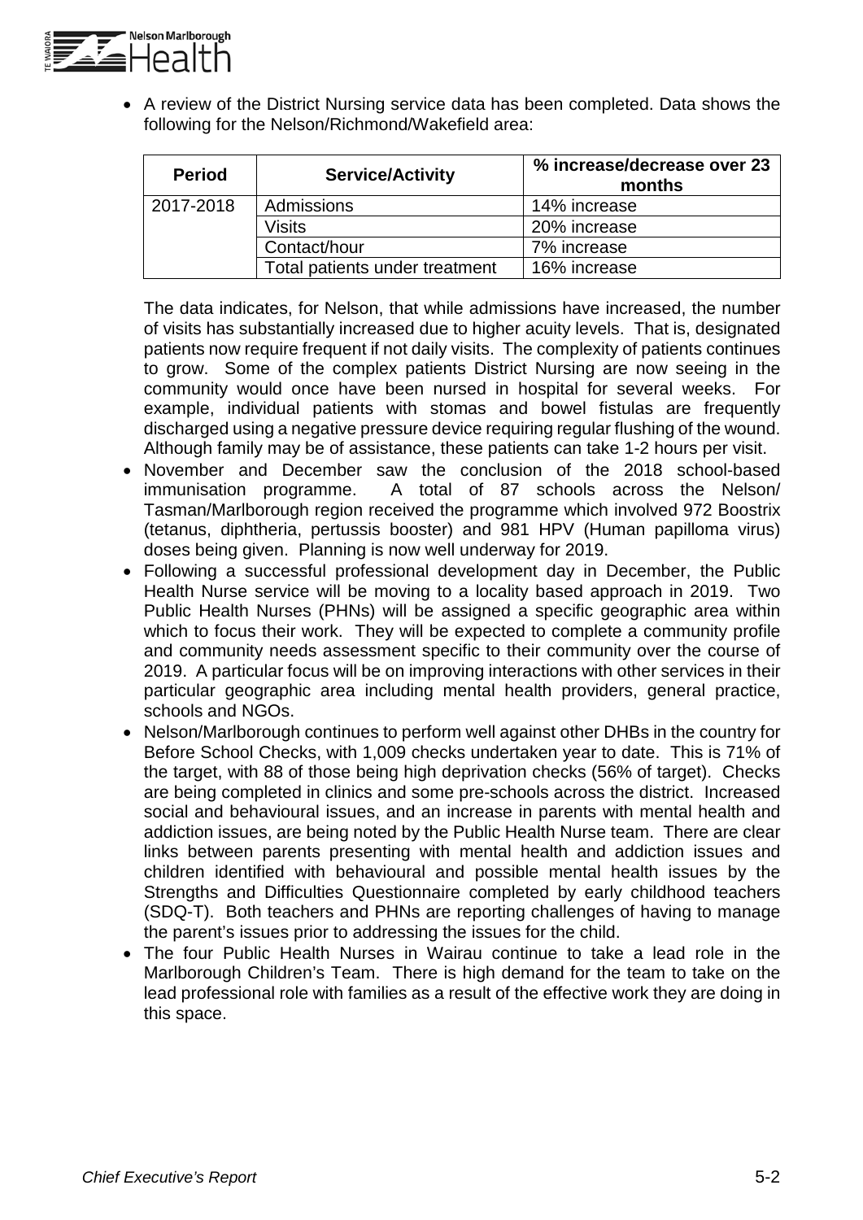- A review of the District Nursing service data has been completed. Data shows the following for the Nelson/Richmond/Wakefield area:

| Period | Service/Activity | % increase/decrease over 23 months |
|---|---|---|
| 2017-2018 | Admissions | 14% increase |
| | Visits | 20% increase |
| | Contact/hour | 7% increase |
| | Total patients under treatment | 16% increase |

  The data indicates, for Nelson, that while admissions have increased, the number of visits has substantially increased due to higher acuity levels. That is, designated patients now require frequent if not daily visits. The complexity of patients continues to grow. Some of the complex patients District Nursing are now seeing in the community would once have been nursed in hospital for several weeks. For example, individual patients with stomas and bowel fistulas are frequently discharged using a negative pressure device requiring regular flushing of the wound. Although family may be of assistance, these patients can take 1-2 hours per visit.

- November and December saw the conclusion of the 2018 school-based immunisation programme. A total of 87 schools across the Nelson/ Tasman/Marlborough region received the programme which involved 972 Boostrix (tetanus, diphtheria, pertussis booster) and 981 HPV (Human papilloma virus) doses being given. Planning is now well underway for 2019.
- Following a successful professional development day in December, the Public Health Nurse service will be moving to a locality based approach in 2019. Two Public Health Nurses (PHNs) will be assigned a specific geographic area within which to focus their work. They will be expected to complete a community profile and community needs assessment specific to their community over the course of 2019. A particular focus will be on improving interactions with other services in their particular geographic area including mental health providers, general practice, schools and NGOs.
- Nelson/Marlborough continues to perform well against other DHBs in the country for Before School Checks, with 1,009 checks undertaken year to date. This is 71% of the target, with 88 of those being high deprivation checks (56% of target). Checks are being completed in clinics and some pre-schools across the district. Increased social and behavioural issues, and an increase in parents with mental health and addiction issues, are being noted by the Public Health Nurse team. There are clear links between parents presenting with mental health and addiction issues and children identified with behavioural and possible mental health issues by the Strengths and Difficulties Questionnaire completed by early childhood teachers (SDQ-T). Both teachers and PHNs are reporting challenges of having to manage the parent's issues prior to addressing the issues for the child.
- The four Public Health Nurses in Wairau continue to take a lead role in the Marlborough Children's Team. There is high demand for the team to take on the lead professional role with families as a result of the effective work they are doing in this space.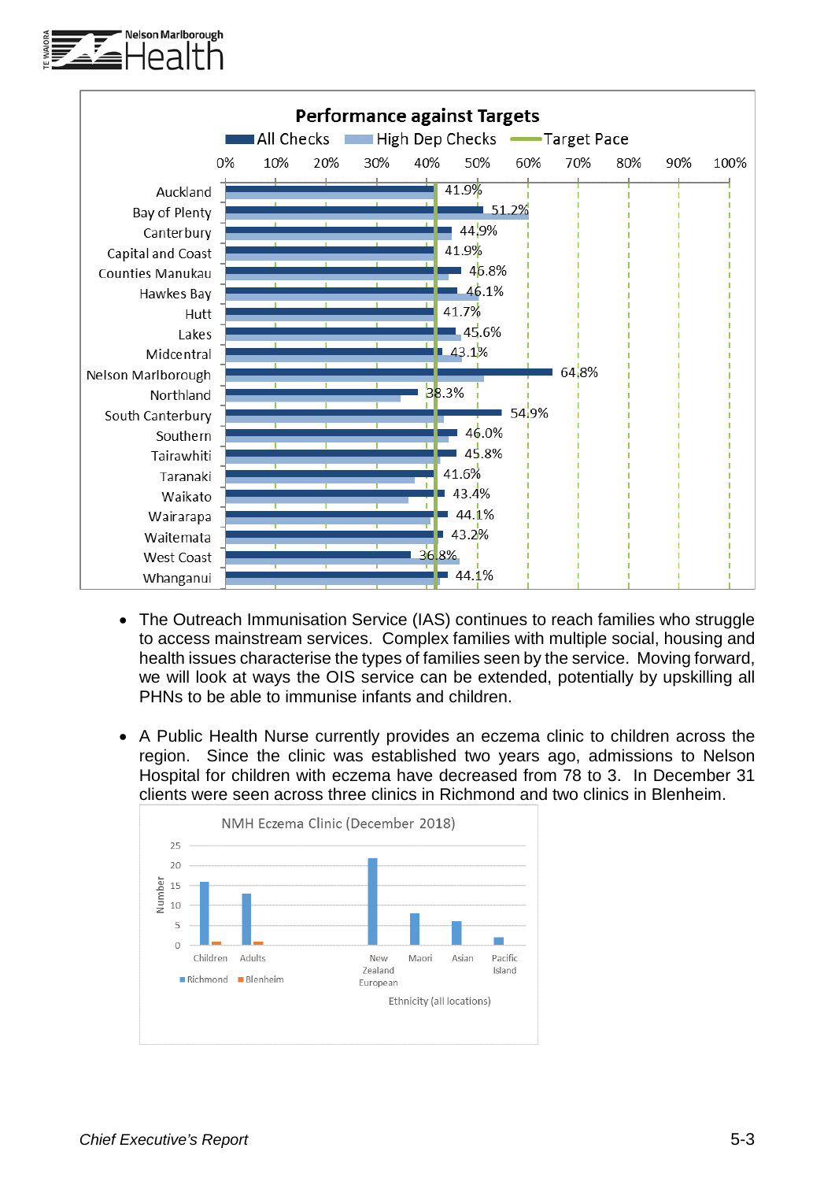**Performance against Targets**

| DHB | All Checks |
|---|---|
| Auckland | 41.9% |
| Bay of Plenty | 51.2% |
| Canterbury | 44.9% |
| Capital and Coast | 41.9% |
| Counties Manukau | 46.8% |
| Hawkes Bay | 46.1% |
| Hutt | 41.7% |
| Lakes | 45.6% |
| Midcentral | 43.1% |
| Nelson Marlborough | 64.8% |
| Northland | 38.3% |
| South Canterbury | 54.9% |
| Southern | 46.0% |
| Tairawhiti | 45.8% |
| Taranaki | 41.6% |
| Waikato | 43.4% |
| Wairarapa | 44.1% |
| Waitemata | 43.2% |
| West Coast | 36.8% |
| Whanganui | 44.1% |

- The Outreach Immunisation Service (IAS) continues to reach families who struggle to access mainstream services. Complex families with multiple social, housing and health issues characterise the types of families seen by the service. Moving forward, we will look at ways the OIS service can be extended, potentially by upskilling all PHNs to be able to immunise infants and children.

- A Public Health Nurse currently provides an eczema clinic to children across the region. Since the clinic was established two years ago, admissions to Nelson Hospital for children with eczema have decreased from 78 to 3. In December 31 clients were seen across three clinics in Richmond and two clinics in Blenheim.

**NMH Eczema Clinic (December 2018)**

| | Richmond | Blenheim |
|---|---|---|
| Children | 16 | 1 |
| Adults | 13 | 1 |

| Ethnicity (all locations) | Number |
|---|---|
| New Zealand European | 22 |
| Maori | 8 |
| Asian | 6 |
| Pacific Island | 2 |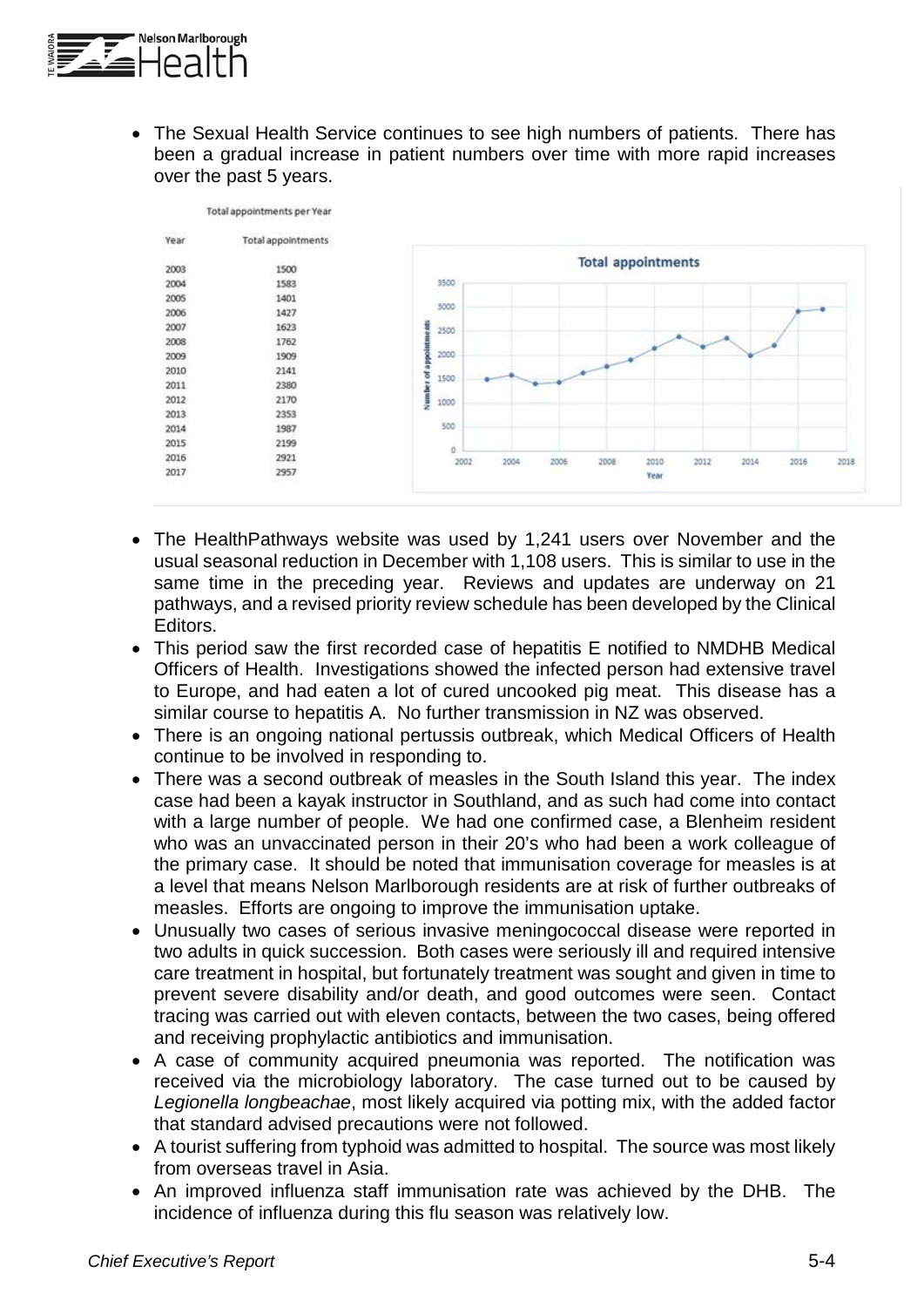- The Sexual Health Service continues to see high numbers of patients. There has been a gradual increase in patient numbers over time with more rapid increases over the past 5 years.

Total appointments per Year

| Year | Total appointments |
|---|---|
| 2003 | 1500 |
| 2004 | 1583 |
| 2005 | 1401 |
| 2006 | 1427 |
| 2007 | 1623 |
| 2008 | 1762 |
| 2009 | 1909 |
| 2010 | 2141 |
| 2011 | 2380 |
| 2012 | 2170 |
| 2013 | 2353 |
| 2014 | 1987 |
| 2015 | 2199 |
| 2016 | 2921 |
| 2017 | 2957 |

- The HealthPathways website was used by 1,241 users over November and the usual seasonal reduction in December with 1,108 users. This is similar to use in the same time in the preceding year. Reviews and updates are underway on 21 pathways, and a revised priority review schedule has been developed by the Clinical Editors.
- This period saw the first recorded case of hepatitis E notified to NMDHB Medical Officers of Health. Investigations showed the infected person had extensive travel to Europe, and had eaten a lot of cured uncooked pig meat. This disease has a similar course to hepatitis A. No further transmission in NZ was observed.
- There is an ongoing national pertussis outbreak, which Medical Officers of Health continue to be involved in responding to.
- There was a second outbreak of measles in the South Island this year. The index case had been a kayak instructor in Southland, and as such had come into contact with a large number of people. We had one confirmed case, a Blenheim resident who was an unvaccinated person in their 20's who had been a work colleague of the primary case. It should be noted that immunisation coverage for measles is at a level that means Nelson Marlborough residents are at risk of further outbreaks of measles. Efforts are ongoing to improve the immunisation uptake.
- Unusually two cases of serious invasive meningococcal disease were reported in two adults in quick succession. Both cases were seriously ill and required intensive care treatment in hospital, but fortunately treatment was sought and given in time to prevent severe disability and/or death, and good outcomes were seen. Contact tracing was carried out with eleven contacts, between the two cases, being offered and receiving prophylactic antibiotics and immunisation.
- A case of community acquired pneumonia was reported. The notification was received via the microbiology laboratory. The case turned out to be caused by *Legionella longbeachae*, most likely acquired via potting mix, with the added factor that standard advised precautions were not followed.
- A tourist suffering from typhoid was admitted to hospital. The source was most likely from overseas travel in Asia.
- An improved influenza staff immunisation rate was achieved by the DHB. The incidence of influenza during this flu season was relatively low.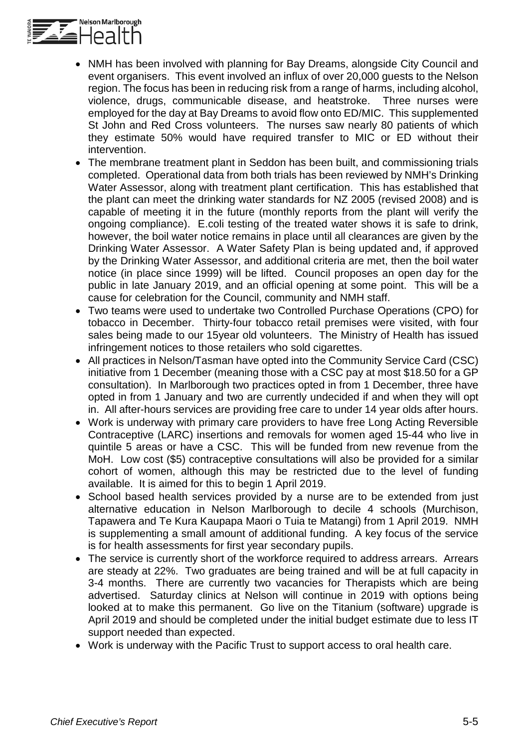- NMH has been involved with planning for Bay Dreams, alongside City Council and event organisers. This event involved an influx of over 20,000 guests to the Nelson region. The focus has been in reducing risk from a range of harms, including alcohol, violence, drugs, communicable disease, and heatstroke. Three nurses were employed for the day at Bay Dreams to avoid flow onto ED/MIC. This supplemented St John and Red Cross volunteers. The nurses saw nearly 80 patients of which they estimate 50% would have required transfer to MIC or ED without their intervention.
- The membrane treatment plant in Seddon has been built, and commissioning trials completed. Operational data from both trials has been reviewed by NMH's Drinking Water Assessor, along with treatment plant certification. This has established that the plant can meet the drinking water standards for NZ 2005 (revised 2008) and is capable of meeting it in the future (monthly reports from the plant will verify the ongoing compliance). E.coli testing of the treated water shows it is safe to drink, however, the boil water notice remains in place until all clearances are given by the Drinking Water Assessor. A Water Safety Plan is being updated and, if approved by the Drinking Water Assessor, and additional criteria are met, then the boil water notice (in place since 1999) will be lifted. Council proposes an open day for the public in late January 2019, and an official opening at some point. This will be a cause for celebration for the Council, community and NMH staff.
- Two teams were used to undertake two Controlled Purchase Operations (CPO) for tobacco in December. Thirty-four tobacco retail premises were visited, with four sales being made to our 15year old volunteers. The Ministry of Health has issued infringement notices to those retailers who sold cigarettes.
- All practices in Nelson/Tasman have opted into the Community Service Card (CSC) initiative from 1 December (meaning those with a CSC pay at most $18.50 for a GP consultation). In Marlborough two practices opted in from 1 December, three have opted in from 1 January and two are currently undecided if and when they will opt in. All after-hours services are providing free care to under 14 year olds after hours.
- Work is underway with primary care providers to have free Long Acting Reversible Contraceptive (LARC) insertions and removals for women aged 15-44 who live in quintile 5 areas or have a CSC. This will be funded from new revenue from the MoH. Low cost ($5) contraceptive consultations will also be provided for a similar cohort of women, although this may be restricted due to the level of funding available. It is aimed for this to begin 1 April 2019.
- School based health services provided by a nurse are to be extended from just alternative education in Nelson Marlborough to decile 4 schools (Murchison, Tapawera and Te Kura Kaupapa Maori o Tuia te Matangi) from 1 April 2019. NMH is supplementing a small amount of additional funding. A key focus of the service is for health assessments for first year secondary pupils.
- The service is currently short of the workforce required to address arrears. Arrears are steady at 22%. Two graduates are being trained and will be at full capacity in 3-4 months. There are currently two vacancies for Therapists which are being advertised. Saturday clinics at Nelson will continue in 2019 with options being looked at to make this permanent. Go live on the Titanium (software) upgrade is April 2019 and should be completed under the initial budget estimate due to less IT support needed than expected.
- Work is underway with the Pacific Trust to support access to oral health care.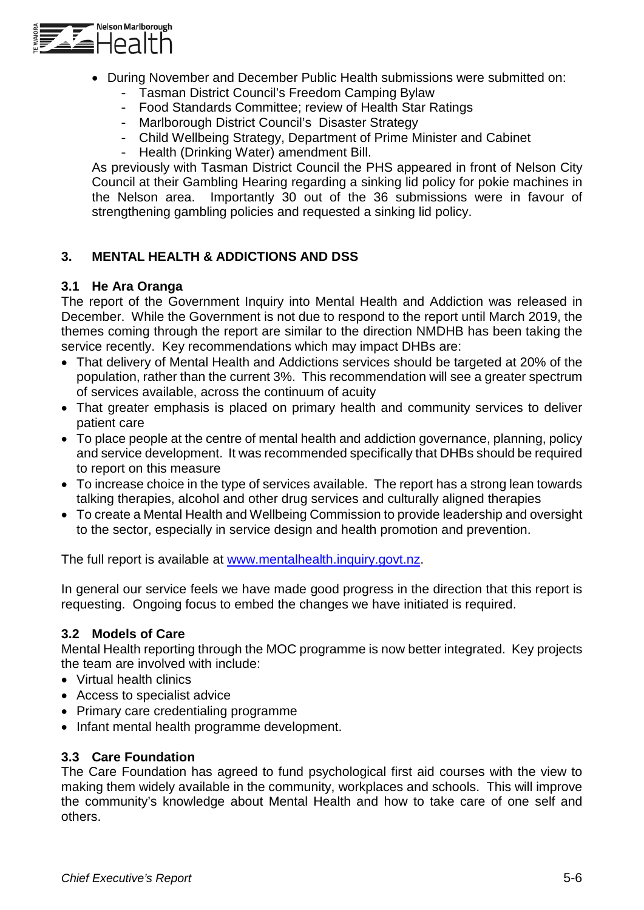- During November and December Public Health submissions were submitted on:
  - Tasman District Council's Freedom Camping Bylaw
  - Food Standards Committee; review of Health Star Ratings
  - Marlborough District Council's Disaster Strategy
  - Child Wellbeing Strategy, Department of Prime Minister and Cabinet
  - Health (Drinking Water) amendment Bill.

  As previously with Tasman District Council the PHS appeared in front of Nelson City Council at their Gambling Hearing regarding a sinking lid policy for pokie machines in the Nelson area. Importantly 30 out of the 36 submissions were in favour of strengthening gambling policies and requested a sinking lid policy.

## 3. MENTAL HEALTH & ADDICTIONS AND DSS

### 3.1 He Ara Oranga

The report of the Government Inquiry into Mental Health and Addiction was released in December. While the Government is not due to respond to the report until March 2019, the themes coming through the report are similar to the direction NMDHB has been taking the service recently. Key recommendations which may impact DHBs are:

- That delivery of Mental Health and Addictions services should be targeted at 20% of the population, rather than the current 3%. This recommendation will see a greater spectrum of services available, across the continuum of acuity
- That greater emphasis is placed on primary health and community services to deliver patient care
- To place people at the centre of mental health and addiction governance, planning, policy and service development. It was recommended specifically that DHBs should be required to report on this measure
- To increase choice in the type of services available. The report has a strong lean towards talking therapies, alcohol and other drug services and culturally aligned therapies
- To create a Mental Health and Wellbeing Commission to provide leadership and oversight to the sector, especially in service design and health promotion and prevention.

The full report is available at [www.mentalhealth.inquiry.govt.nz](www.mentalhealth.inquiry.govt.nz).

In general our service feels we have made good progress in the direction that this report is requesting. Ongoing focus to embed the changes we have initiated is required.

### 3.2 Models of Care

Mental Health reporting through the MOC programme is now better integrated. Key projects the team are involved with include:

- Virtual health clinics
- Access to specialist advice
- Primary care credentialing programme
- Infant mental health programme development.

### 3.3 Care Foundation

The Care Foundation has agreed to fund psychological first aid courses with the view to making them widely available in the community, workplaces and schools. This will improve the community's knowledge about Mental Health and how to take care of one self and others.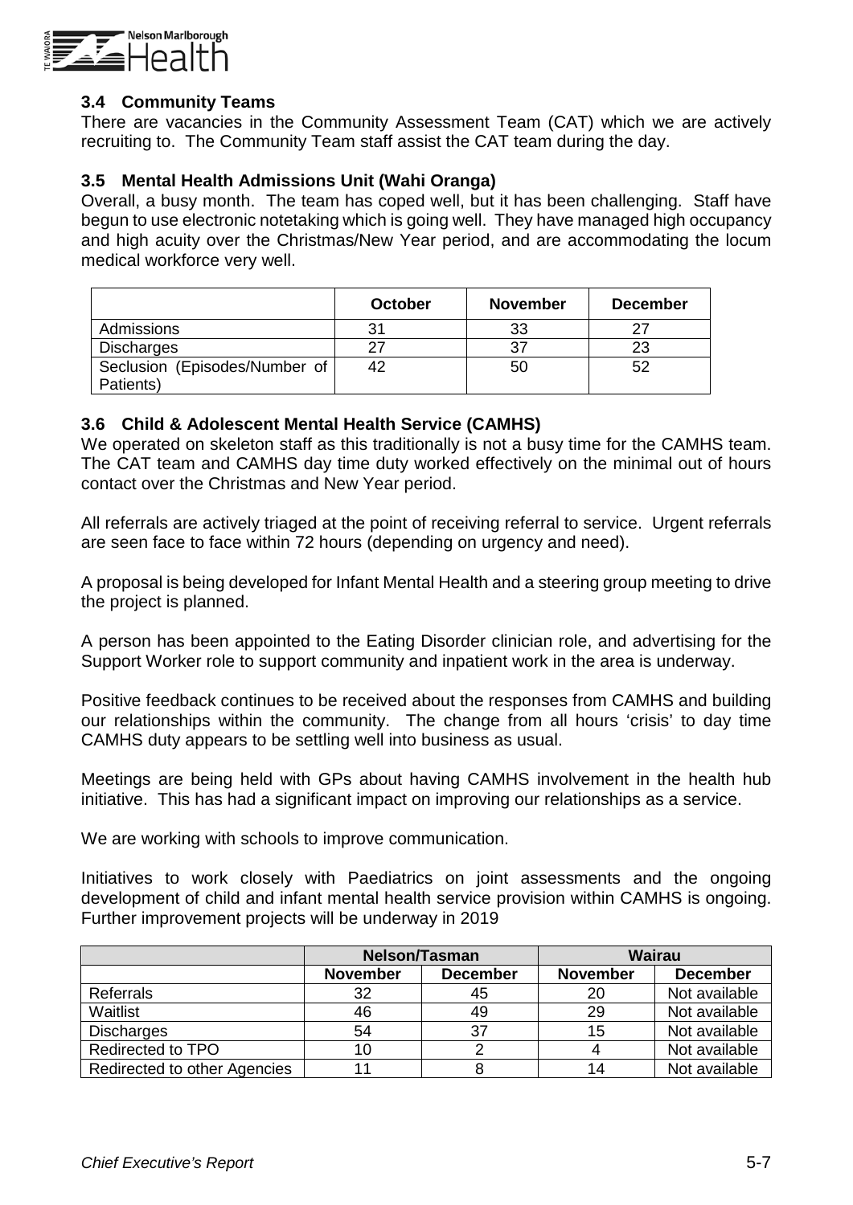### 3.4 Community Teams

There are vacancies in the Community Assessment Team (CAT) which we are actively recruiting to. The Community Team staff assist the CAT team during the day.

### 3.5 Mental Health Admissions Unit (Wahi Oranga)

Overall, a busy month. The team has coped well, but it has been challenging. Staff have begun to use electronic notetaking which is going well. They have managed high occupancy and high acuity over the Christmas/New Year period, and are accommodating the locum medical workforce very well.

| | October | November | December |
|---|---|---|---|
| Admissions | 31 | 33 | 27 |
| Discharges | 27 | 37 | 23 |
| Seclusion (Episodes/Number of Patients) | 42 | 50 | 52 |

### 3.6 Child & Adolescent Mental Health Service (CAMHS)

We operated on skeleton staff as this traditionally is not a busy time for the CAMHS team. The CAT team and CAMHS day time duty worked effectively on the minimal out of hours contact over the Christmas and New Year period.

All referrals are actively triaged at the point of receiving referral to service. Urgent referrals are seen face to face within 72 hours (depending on urgency and need).

A proposal is being developed for Infant Mental Health and a steering group meeting to drive the project is planned.

A person has been appointed to the Eating Disorder clinician role, and advertising for the Support Worker role to support community and inpatient work in the area is underway.

Positive feedback continues to be received about the responses from CAMHS and building our relationships within the community. The change from all hours 'crisis' to day time CAMHS duty appears to be settling well into business as usual.

Meetings are being held with GPs about having CAMHS involvement in the health hub initiative. This has had a significant impact on improving our relationships as a service.

We are working with schools to improve communication.

Initiatives to work closely with Paediatrics on joint assessments and the ongoing development of child and infant mental health service provision within CAMHS is ongoing. Further improvement projects will be underway in 2019

| | Nelson/Tasman | | Wairau | |
|---|---|---|---|---|
| | November | December | November | December |
| Referrals | 32 | 45 | 20 | Not available |
| Waitlist | 46 | 49 | 29 | Not available |
| Discharges | 54 | 37 | 15 | Not available |
| Redirected to TPO | 10 | 2 | 4 | Not available |
| Redirected to other Agencies | 11 | 8 | 14 | Not available |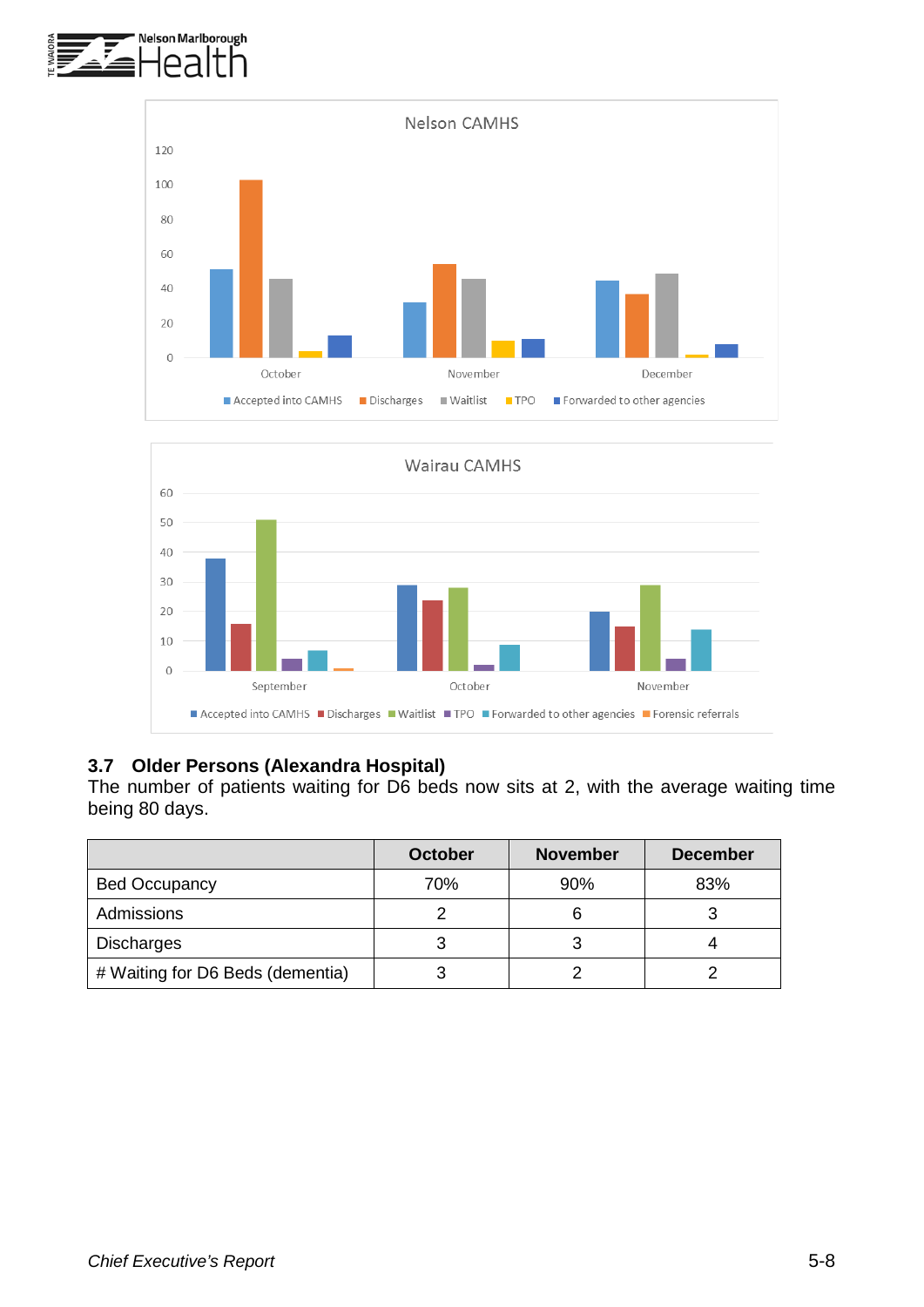## 3.7 Older Persons (Alexandra Hospital)

The number of patients waiting for D6 beds now sits at 2, with the average waiting time being 80 days.

| | October | November | December |
|---|---|---|---|
| Bed Occupancy | 70% | 90% | 83% |
| Admissions | 2 | 6 | 3 |
| Discharges | 3 | 3 | 4 |
| # Waiting for D6 Beds (dementia) | 3 | 2 | 2 |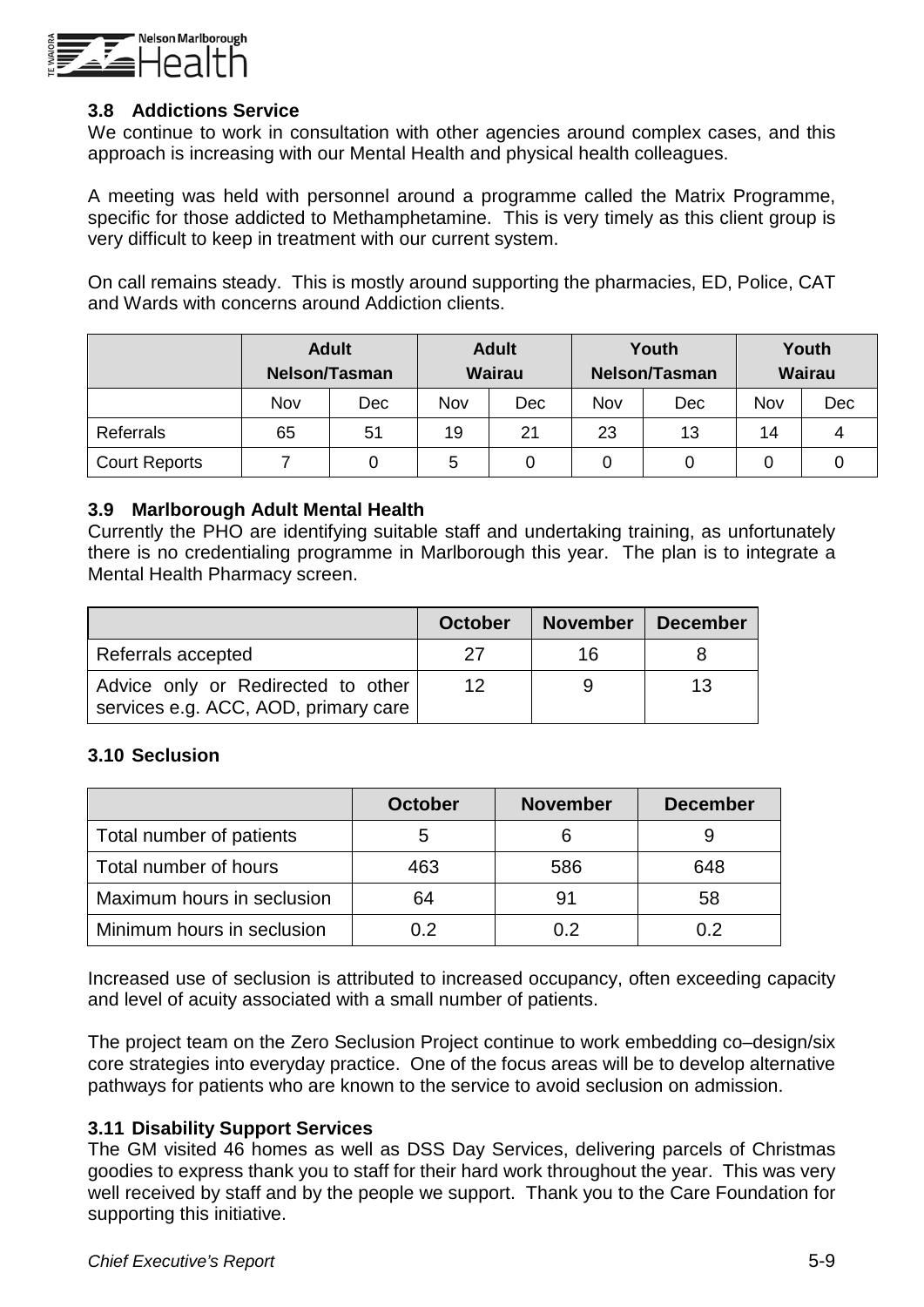### 3.8 Addictions Service

We continue to work in consultation with other agencies around complex cases, and this approach is increasing with our Mental Health and physical health colleagues.

A meeting was held with personnel around a programme called the Matrix Programme, specific for those addicted to Methamphetamine. This is very timely as this client group is very difficult to keep in treatment with our current system.

On call remains steady. This is mostly around supporting the pharmacies, ED, Police, CAT and Wards with concerns around Addiction clients.

| | Adult Nelson/Tasman | | Adult Wairau | | Youth Nelson/Tasman | | Youth Wairau | |
|---|---|---|---|---|---|---|---|---|
| | Nov | Dec | Nov | Dec | Nov | Dec | Nov | Dec |
| Referrals | 65 | 51 | 19 | 21 | 23 | 13 | 14 | 4 |
| Court Reports | 7 | 0 | 5 | 0 | 0 | 0 | 0 | 0 |

### 3.9 Marlborough Adult Mental Health

Currently the PHO are identifying suitable staff and undertaking training, as unfortunately there is no credentialing programme in Marlborough this year. The plan is to integrate a Mental Health Pharmacy screen.

| | October | November | December |
|---|---|---|---|
| Referrals accepted | 27 | 16 | 8 |
| Advice only or Redirected to other services e.g. ACC, AOD, primary care | 12 | 9 | 13 |

### 3.10 Seclusion

| | October | November | December |
|---|---|---|---|
| Total number of patients | 5 | 6 | 9 |
| Total number of hours | 463 | 586 | 648 |
| Maximum hours in seclusion | 64 | 91 | 58 |
| Minimum hours in seclusion | 0.2 | 0.2 | 0.2 |

Increased use of seclusion is attributed to increased occupancy, often exceeding capacity and level of acuity associated with a small number of patients.

The project team on the Zero Seclusion Project continue to work embedding co–design/six core strategies into everyday practice. One of the focus areas will be to develop alternative pathways for patients who are known to the service to avoid seclusion on admission.

### 3.11 Disability Support Services

The GM visited 46 homes as well as DSS Day Services, delivering parcels of Christmas goodies to express thank you to staff for their hard work throughout the year. This was very well received by staff and by the people we support. Thank you to the Care Foundation for supporting this initiative.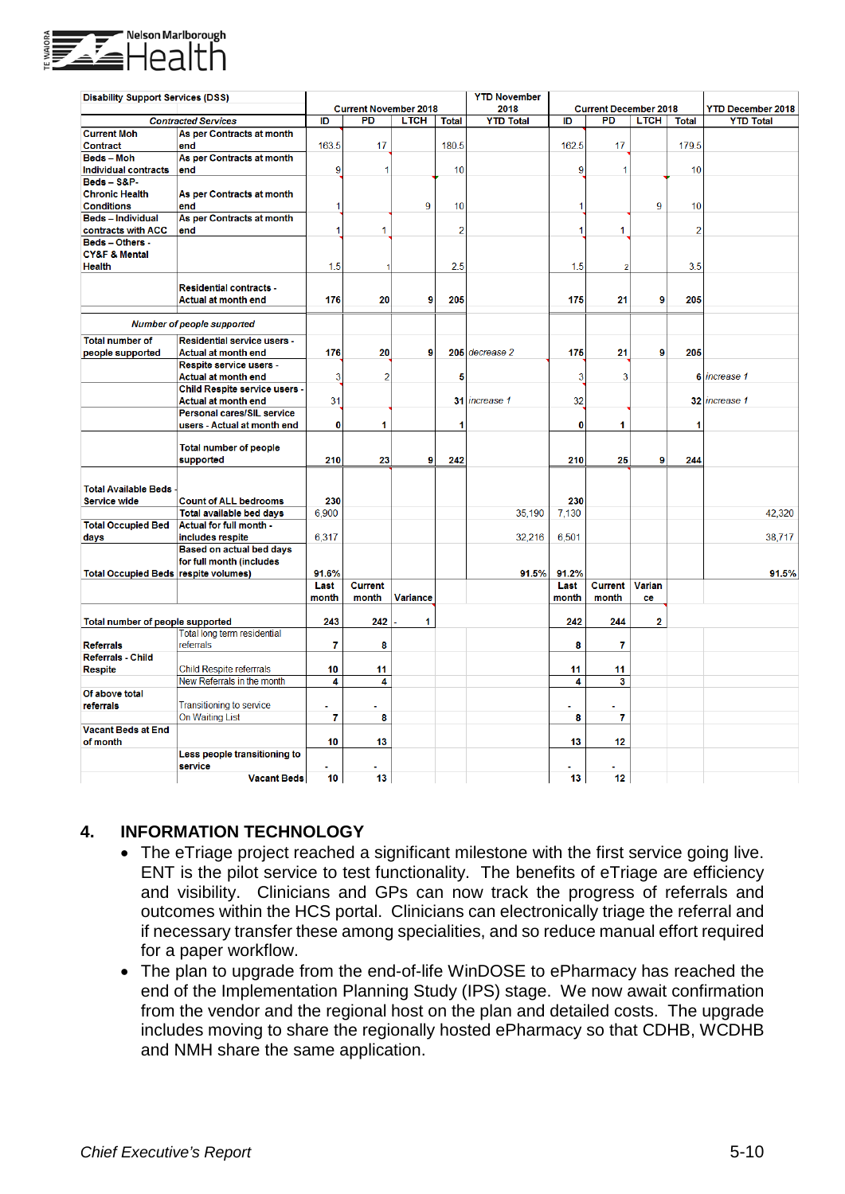| Disability Support Services (DSS) | | Current November 2018 | | | | YTD November 2018 | Current December 2018 | | | | YTD December 2018 |
|---|---|---|---|---|---|---|---|---|---|---|---|
| *Contracted Services* | | ID | PD | LTCH | Total | YTD Total | ID | PD | LTCH | Total | YTD Total |
| Current Moh Contract | As per Contracts at month end | 163.5 | 17 | | 180.5 | | 162.5 | 17 | | 179.5 | |
| Beds – Moh Individual contracts | As per Contracts at month end | 9 | 1 | | 10 | | 9 | 1 | | 10 | |
| Beds – S&P-Chronic Health Conditions | As per Contracts at month end | 1 | | 9 | 10 | | 1 | | 9 | 10 | |
| Beds – Individual contracts with ACC | As per Contracts at month end | 1 | 1 | | 2 | | 1 | 1 | | 2 | |
| Beds – Others - CY&F & Mental Health | | 1.5 | 1 | | 2.5 | | 1.5 | 2 | | 3.5 | |
| | Residential contracts - Actual at month end | 176 | 20 | 9 | 205 | | 175 | 21 | 9 | 205 | |
| *Number of people supported* | | | | | | | | | | | |
| Total number of people supported | Residential service users - Actual at month end | 176 | 20 | 9 | 206 | *decrease 2* | 176 | 21 | 9 | 205 | |
| | Respite service users - Actual at month end | 3 | 2 | | 5 | | 3 | 3 | | 6 | *increase 1* |
| | Child Respite service users - Actual at month end | 31 | | | 31 | *increase 1* | 32 | | | 32 | *increase 1* |
| | Personal cares/SIL service users - Actual at month end | 0 | 1 | | 1 | | 0 | 1 | | 1 | |
| | Total number of people supported | 210 | 23 | 9 | 242 | | 210 | 25 | 9 | 244 | |
| Total Available Beds - Service wide | Count of ALL bedrooms | 230 | | | | | 230 | | | | |
| | Total available bed days | 6,900 | | | | 35,190 | 7,130 | | | | 42,320 |
| Total Occupied Bed days | Actual for full month - includes respite | 6,317 | | | | 32,216 | 6,501 | | | | 38,717 |
| Total Occupied Beds | Based on actual bed days for full month (includes respite volumes) | 91.6% | | | | 91.5% | 91.2% | | | | 91.5% |
| | | Last month | Current month | Variance | | | Last month | Current month | Variance | | |
| Total number of people supported | | 243 | 242 | - 1 | | | 242 | 244 | 2 | | |
| Referrals | Total long term residential referrals | 7 | 8 | | | | 8 | 7 | | | |
| Referrals - Child Respite | Child Respite referrals | 10 | 11 | | | | 11 | 11 | | | |
| | New Referrals in the month | 4 | 4 | | | | 4 | 3 | | | |
| Of above total referrals | Transitioning to service | - | - | | | | - | - | | | |
| | On Waiting List | 7 | 8 | | | | 8 | 7 | | | |
| Vacant Beds at End of month | | 10 | 13 | | | | 13 | 12 | | | |
| | Less people transitioning to service | - | - | | | | - | - | | | |
| | Vacant Beds | 10 | 13 | | | | 13 | 12 | | | |

## 4. INFORMATION TECHNOLOGY

- The eTriage project reached a significant milestone with the first service going live. ENT is the pilot service to test functionality. The benefits of eTriage are efficiency and visibility. Clinicians and GPs can now track the progress of referrals and outcomes within the HCS portal. Clinicians can electronically triage the referral and if necessary transfer these among specialities, and so reduce manual effort required for a paper workflow.
- The plan to upgrade from the end-of-life WinDOSE to ePharmacy has reached the end of the Implementation Planning Study (IPS) stage. We now await confirmation from the vendor and the regional host on the plan and detailed costs. The upgrade includes moving to share the regionally hosted ePharmacy so that CDHB, WCDHB and NMH share the same application.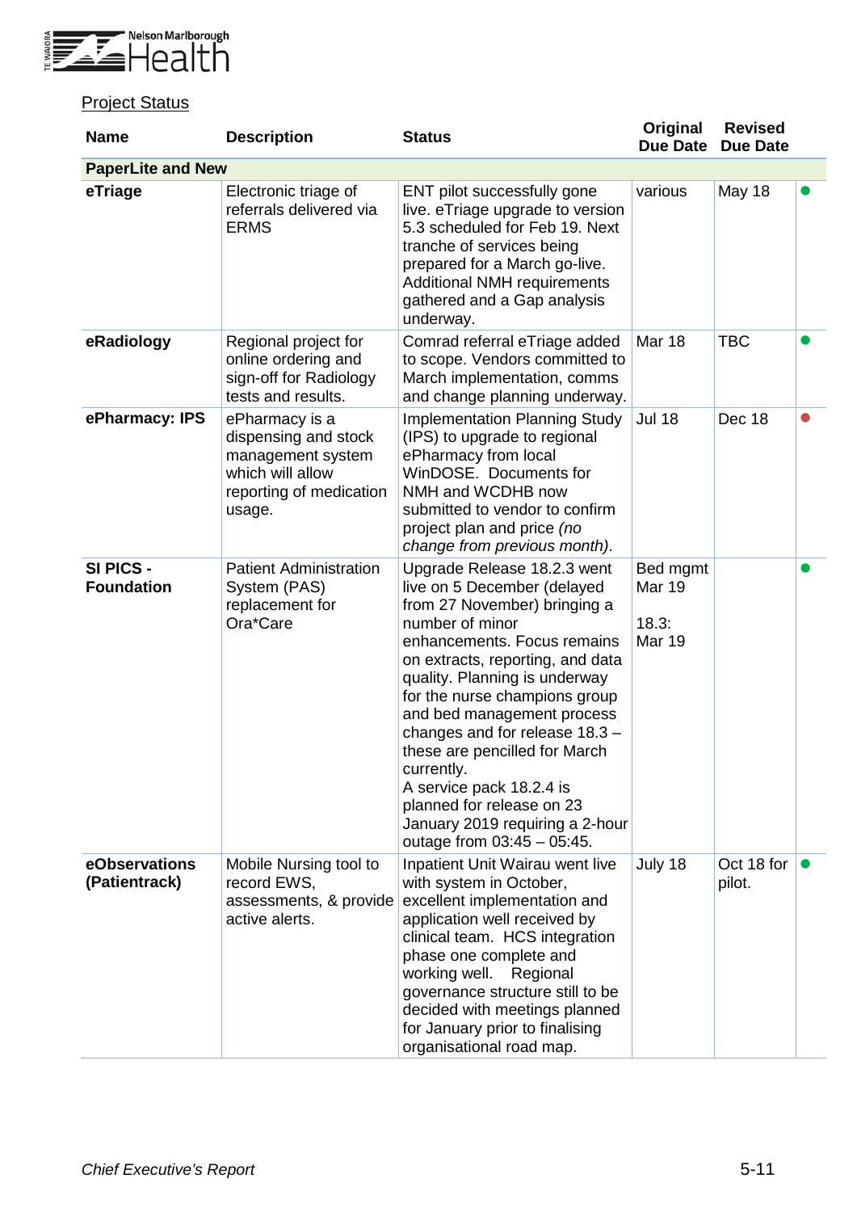Project Status

| Name | Description | Status | Original Due Date | Revised Due Date | |
|---|---|---|---|---|---|
| **PaperLite and New** | | | | | |
| **eTriage** | Electronic triage of referrals delivered via ERMS | ENT pilot successfully gone live. eTriage upgrade to version 5.3 scheduled for Feb 19. Next tranche of services being prepared for a March go-live. Additional NMH requirements gathered and a Gap analysis underway. | various | May 18 | ● |
| **eRadiology** | Regional project for online ordering and sign-off for Radiology tests and results. | Comrad referral eTriage added to scope. Vendors committed to March implementation, comms and change planning underway. | Mar 18 | TBC | ● |
| **ePharmacy: IPS** | ePharmacy is a dispensing and stock management system which will allow reporting of medication usage. | Implementation Planning Study (IPS) to upgrade to regional ePharmacy from local WinDOSE. Documents for NMH and WCDHB now submitted to vendor to confirm project plan and price *(no change from previous month)*. | Jul 18 | Dec 18 | ● |
| **SI PICS - Foundation** | Patient Administration System (PAS) replacement for Ora*Care | Upgrade Release 18.2.3 went live on 5 December (delayed from 27 November) bringing a number of minor enhancements. Focus remains on extracts, reporting, and data quality. Planning is underway for the nurse champions group and bed management process changes and for release 18.3 – these are pencilled for March currently. A service pack 18.2.4 is planned for release on 23 January 2019 requiring a 2-hour outage from 03:45 – 05:45. | Bed mgmt Mar 19<br>18.3: Mar 19 | | ● |
| **eObservations (Patientrack)** | Mobile Nursing tool to record EWS, assessments, & provide active alerts. | Inpatient Unit Wairau went live with system in October, excellent implementation and application well received by clinical team. HCS integration phase one complete and working well. Regional governance structure still to be decided with meetings planned for January prior to finalising organisational road map. | July 18 | Oct 18 for pilot. | ● |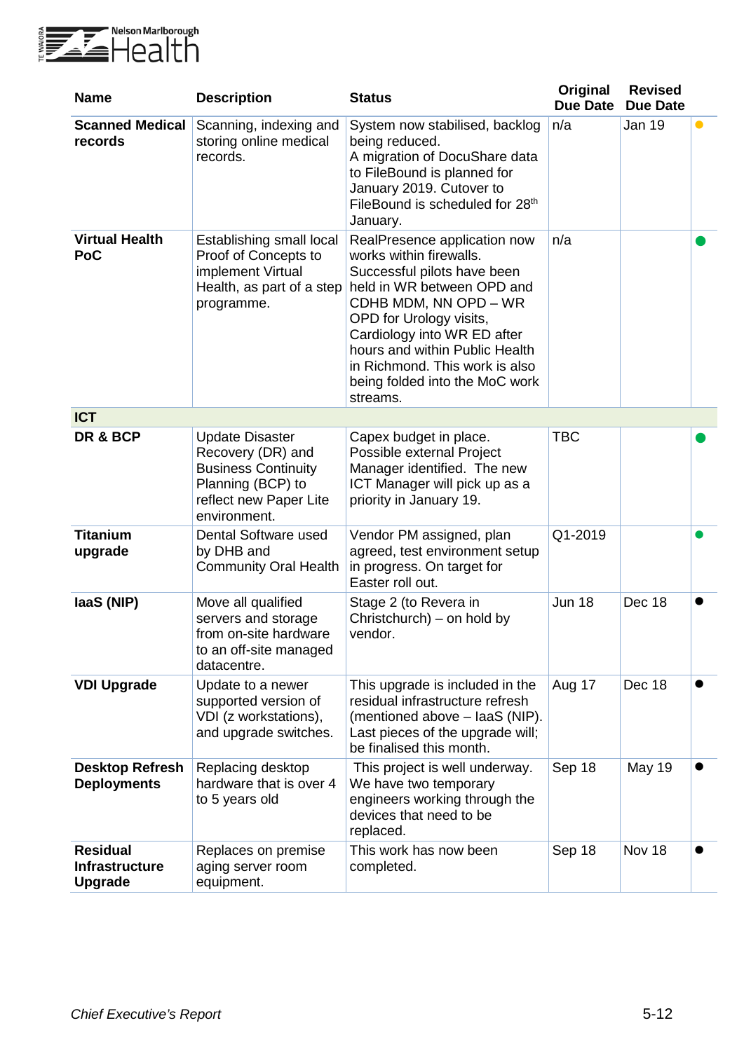| Name | Description | Status | Original Due Date | Revised Due Date | |
|---|---|---|---|---|---|
| **Scanned Medical records** | Scanning, indexing and storing online medical records. | System now stabilised, backlog being reduced. A migration of DocuShare data to FileBound is planned for January 2019. Cutover to FileBound is scheduled for 28th January. | n/a | Jan 19 | ● |
| **Virtual Health PoC** | Establishing small local Proof of Concepts to implement Virtual Health, as part of a step programme. | RealPresence application now works within firewalls. Successful pilots have been held in WR between OPD and CDHB MDM, NN OPD – WR OPD for Urology visits, Cardiology into WR ED after hours and within Public Health in Richmond. This work is also being folded into the MoC work streams. | n/a | | ● |
| **ICT** | | | | | |
| **DR & BCP** | Update Disaster Recovery (DR) and Business Continuity Planning (BCP) to reflect new Paper Lite environment. | Capex budget in place. Possible external Project Manager identified. The new ICT Manager will pick up as a priority in January 19. | TBC | | ● |
| **Titanium upgrade** | Dental Software used by DHB and Community Oral Health | Vendor PM assigned, plan agreed, test environment setup in progress. On target for Easter roll out. | Q1-2019 | | ● |
| **IaaS (NIP)** | Move all qualified servers and storage from on-site hardware to an off-site managed datacentre. | Stage 2 (to Revera in Christchurch) – on hold by vendor. | Jun 18 | Dec 18 | ● |
| **VDI Upgrade** | Update to a newer supported version of VDI (z workstations), and upgrade switches. | This upgrade is included in the residual infrastructure refresh (mentioned above – IaaS (NIP). Last pieces of the upgrade will; be finalised this month. | Aug 17 | Dec 18 | ● |
| **Desktop Refresh Deployments** | Replacing desktop hardware that is over 4 to 5 years old | This project is well underway. We have two temporary engineers working through the devices that need to be replaced. | Sep 18 | May 19 | ● |
| **Residual Infrastructure Upgrade** | Replaces on premise aging server room equipment. | This work has now been completed. | Sep 18 | Nov 18 | ● |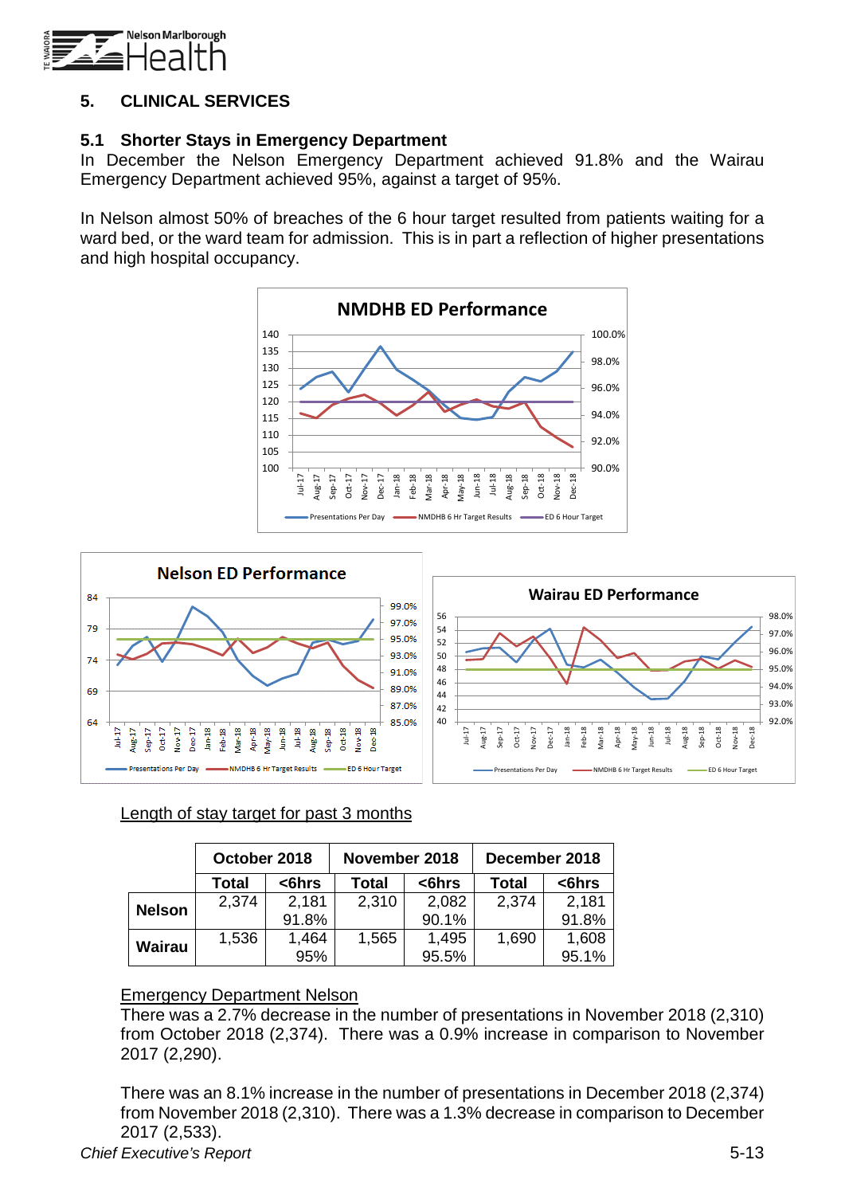# 5. CLINICAL SERVICES

## 5.1 Shorter Stays in Emergency Department

In December the Nelson Emergency Department achieved 91.8% and the Wairau Emergency Department achieved 95%, against a target of 95%.

In Nelson almost 50% of breaches of the 6 hour target resulted from patients waiting for a ward bed, or the ward team for admission. This is in part a reflection of higher presentations and high hospital occupancy.

Length of stay target for past 3 months

| | October 2018 | | November 2018 | | December 2018 | |
|---|---|---|---|---|---|---|
| | Total | <6hrs | Total | <6hrs | Total | <6hrs |
| **Nelson** | 2,374 | 2,181<br>91.8% | 2,310 | 2,082<br>90.1% | 2,374 | 2,181<br>91.8% |
| **Wairau** | 1,536 | 1,464<br>95% | 1,565 | 1,495<br>95.5% | 1,690 | 1,608<br>95.1% |

Emergency Department Nelson

There was a 2.7% decrease in the number of presentations in November 2018 (2,310) from October 2018 (2,374). There was a 0.9% increase in comparison to November 2017 (2,290).

There was an 8.1% increase in the number of presentations in December 2018 (2,374) from November 2018 (2,310). There was a 1.3% decrease in comparison to December 2017 (2,533).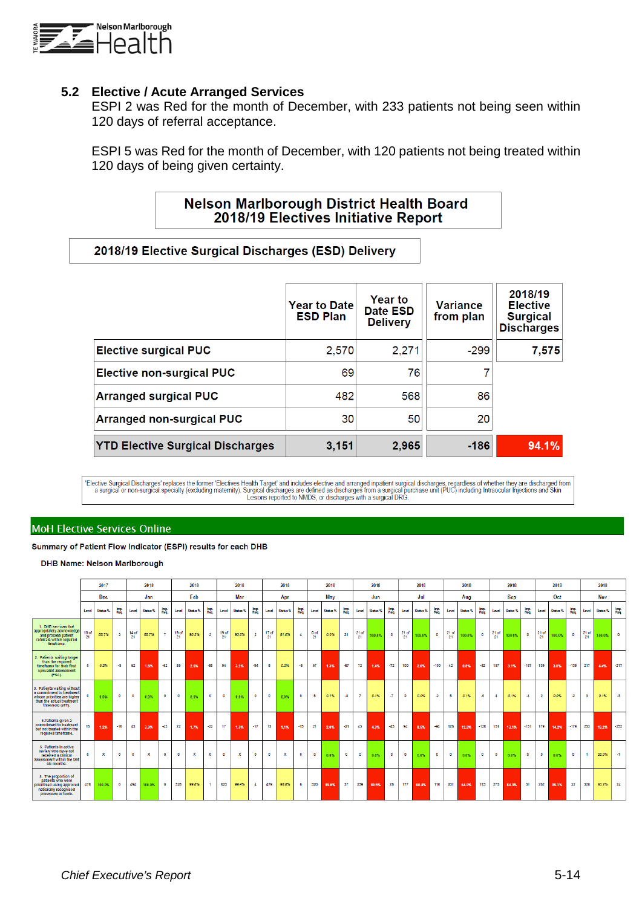## 5.2 Elective / Acute Arranged Services

ESPI 2 was Red for the month of December, with 233 patients not being seen within 120 days of referral acceptance.

ESPI 5 was Red for the month of December, with 120 patients not being treated within 120 days of being given certainty.

**Nelson Marlborough District Health Board**
**2018/19 Electives Initiative Report**

**2018/19 Elective Surgical Discharges (ESD) Delivery**

| | Year to Date ESD Plan | Year to Date ESD Delivery | Variance from plan | 2018/19 Elective Surgical Discharges |
|---|---|---|---|---|
| Elective surgical PUC | 2,570 | 2,271 | -299 | 7,575 |
| Elective non-surgical PUC | 69 | 76 | 7 | |
| Arranged surgical PUC | 482 | 568 | 86 | |
| Arranged non-surgical PUC | 30 | 50 | 20 | |
| **YTD Elective Surgical Discharges** | **3,151** | **2,965** | **-186** | **94.1%** |

'Elective Surgical Discharges' replaces the former 'Electives Health Target' and includes elective and arranged inpatient surgical discharges, regardless of whether they are discharged from a surgical or non-surgical specialty (excluding maternity). Surgical discharges are defined as discharges from a surgical purchase unit (PUC) including Intraocular Injections and Skin Lesions reported to NMDS, or discharges with a surgical DRG.

## MoH Elective Services Online

**Summary of Patient Flow Indicator (ESPI) results for each DHB**

**DHB Name: Nelson Marlborough**

| | 2017 Dec Level | Status % | Imp. Req | 2018 Jan Level | Status % | Imp. Req | 2018 Feb Level | Status % | Imp. Req | 2018 Mar Level | Status % | Imp. Req | 2018 Apr Level | Status % | Imp. Req | 2018 May Level | Status % | Imp. Req | 2018 Jun Level | Status % | Imp. Req | 2018 Jul Level | Status % | Imp. Req | 2018 Aug Level | Status % | Imp. Req | 2018 Sep Level | Status % | Imp. Req | 2018 Oct Level | Status % | Imp. Req | 2018 Nov Level | Status % | Imp. Req |
|---|---|---|---|---|---|---|---|---|---|---|---|---|---|---|---|---|---|---|---|---|---|---|---|---|---|---|---|---|---|---|---|---|---|---|---|---|
| 1. DHB services that appropriately acknowledge and process patient referrals within required timeframe. | 18 of 21 | 85.7% | 3 | 14 of 21 | 66.7% | 7 | 19 of 21 | 90.5% | 2 | 19 of 21 | 90.5% | 2 | 17 of 21 | 81.0% | 4 | 0 of 21 | 0.0% | 21 | 21 of 21 | 100.0% | 0 | 21 of 21 | 100.0% | 0 | 21 of 21 | 100.0% | 0 | 21 of 21 | 100.0% | 0 | 21 of 21 | 100.0% | 0 | 21 of 21 | 100.0% | 0 |
| 2. Patients waiting longer than the required timeframe for their first specialist assessment (FSA). | 5 | 0.2% | -5 | 62 | 1.8% | -62 | 85 | 2.6% | -85 | 94 | 3.2% | -94 | 8 | 0.2% | -8 | 67 | 1.3% | -67 | 72 | 1.4% | -72 | 100 | 2.0% | -100 | 42 | 0.8% | -42 | 157 | 3.1% | -157 | 139 | 3.0% | -139 | 217 | 4.4% | -217 |
| 3. Patients waiting without a commitment to treatment whose priorities are higher than the actual treatment threshold (aTT). | 0 | 0.0% | 0 | 0 | 0.0% | 0 | 0 | 0.0% | 0 | 0 | 0.0% | 0 | 0 | 0.0% | 0 | 8 | 0.1% | -8 | 7 | 0.1% | -7 | 2 | 0.0% | -2 | 5 | 0.1% | -5 | 4 | 0.1% | -4 | 2 | 0.0% | -2 | 3 | 0.1% | -3 |
| 5. Patients given a commitment to treatment but not treated within the required timeframe. | 16 | 1.2% | -16 | 43 | 3.3% | -43 | 22 | 1.7% | -22 | 17 | 1.3% | -17 | 15 | 1.1% | -15 | 21 | 2.0% | -21 | 45 | 4.3% | -45 | 94 | 8.8% | -94 | 126 | 12.0% | -126 | 151 | 13.1% | -151 | 179 | 14.2% | -179 | 253 | 18.2% | -253 |
| 6. Patients in active review who have not received a clinical assessment within the last six months. | 0 | X | 0 | 0 | X | 0 | 0 | X | 0 | 0 | X | 0 | 0 | X | 0 | 0 | 0.0% | 0 | 0 | 0.0% | 0 | 0 | 0.0% | 0 | 0 | 0.0% | 0 | 0 | 0.0% | 0 | 0 | 0.0% | 0 | 1 | 20.0% | -1 |
| 8. The proportion of patients who were prioritised using approved nationally recognised processes or tools. | 476 | 100.0% | 0 | 494 | 100.0% | 0 | 526 | 99.8% | 1 | 623 | 99.4% | 4 | 479 | 98.8% | 6 | 320 | 89.6% | 37 | 239 | 89.5% | 28 | 177 | 60.8% | 116 | 201 | 64.0% | 113 | 273 | 84.3% | 51 | 262 | 89.1% | 32 | 326 | 93.2% | 24 |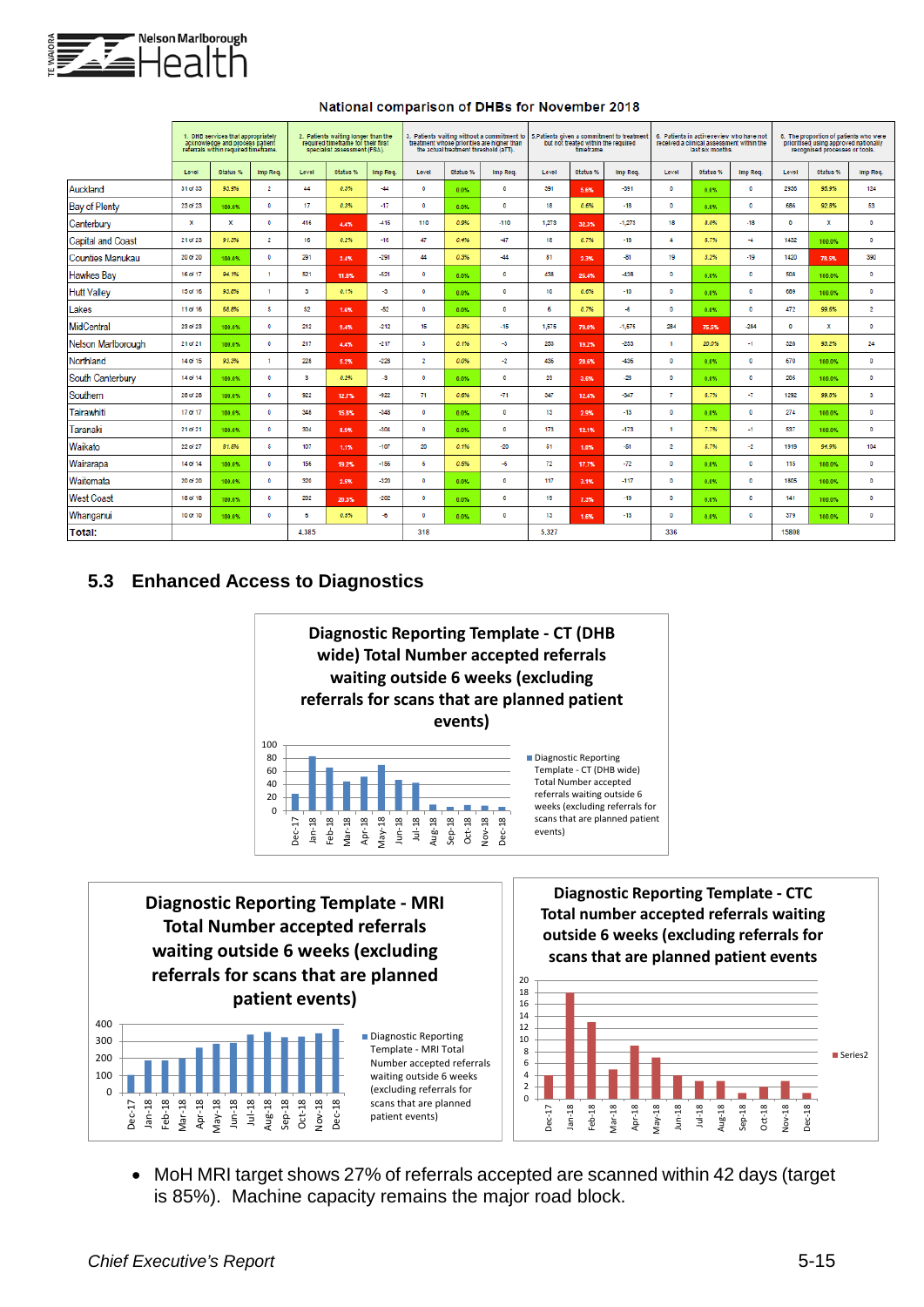National comparison of DHBs for November 2018

| | 1. DHB services that appropriately acknowledge and process patient referrals within required timeframe. | | | 2. Patients waiting longer than the required timeframe for their first specialist assessment (FSA). | | | 3. Patients waiting without a commitment to treatment whose priorities are higher than the actual treatment threshold (aTT). | | | 5. Patients given a commitment to treatment but not treated within the required timeframe | | | 6. Patients in active review who have not received a clinical assessment within the last six months. | | | 8. The proportion of patients who were prioritised using approved nationally recognised processes or tools. | | |
|---|---|---|---|---|---|---|---|---|---|---|---|---|---|---|---|---|---|---|
| | Level | Status % | Imp Req. | Level | Status % | Imp Req. | Level | Status % | Imp Req. | Level | Status % | Imp Req. | Level | Status % | Imp Req. | Level | Status % | Imp Req. |
| Auckland | 31 of 33 | 93.9% | 2 | 44 | 0.3% | -44 | 0 | 0.0% | 0 | 391 | 5.6% | -391 | 0 | 0.0% | 0 | 2906 | 95.9% | 124 |
| Bay of Plenty | 23 of 23 | 100.0% | 0 | 17 | 0.3% | -17 | 0 | 0.0% | 0 | 18 | 0.6% | -18 | 0 | 0.0% | 0 | 686 | 92.9% | 53 |
| Canterbury | X | X | 0 | 416 | 4.4% | -416 | 110 | 0.9% | -110 | 1,273 | 32.3% | -1,273 | 18 | 8.0% | -18 | 0 | X | 0 |
| Capital and Coast | 21 of 23 | 91.3% | 2 | 16 | 0.2% | -16 | 47 | 0.4% | -47 | 18 | 0.7% | -18 | 4 | 6.7% | -4 | 1432 | 100.0% | 0 |
| Counties Manukau | 20 of 20 | 100.0% | 0 | 291 | 2.4% | -291 | 44 | 0.3% | -44 | 81 | 2.3% | -81 | 19 | 3.2% | -19 | 1420 | 78.5% | 390 |
| Hawkes Bay | 16 of 17 | 94.1% | 1 | 521 | 11.8% | -521 | 0 | 0.0% | 0 | 438 | 25.4% | -438 | 0 | 0.0% | 0 | 508 | 100.0% | 0 |
| Hutt Valley | 15 of 16 | 93.8% | 1 | 3 | 0.1% | -3 | 0 | 0.0% | 0 | 10 | 0.6% | -10 | 0 | 0.0% | 0 | 609 | 100.0% | 0 |
| Lakes | 11 of 16 | 68.8% | 5 | 52 | 1.6% | -52 | 0 | 0.0% | 0 | 6 | 0.7% | -6 | 0 | 0.0% | 0 | 472 | 99.6% | 2 |
| MidCentral | 23 of 23 | 100.0% | 0 | 212 | 5.4% | -212 | 15 | 0.3% | -15 | 1,575 | 70.0% | -1,575 | 284 | 75.5% | -284 | 0 | X | 0 |
| Nelson Marlborough | 21 of 21 | 100.0% | 0 | 217 | 4.4% | -217 | 3 | 0.1% | -3 | 253 | 19.2% | -253 | 1 | 20.0% | -1 | 320 | 93.2% | 24 |
| Northland | 14 of 15 | 93.3% | 1 | 228 | 5.2% | -228 | 2 | 0.0% | -2 | 436 | 29.6% | -436 | 0 | 0.0% | 0 | 670 | 100.0% | 0 |
| South Canterbury | 14 of 14 | 100.0% | 0 | 3 | 0.2% | -3 | 0 | 0.0% | 0 | 23 | 3.6% | -23 | 0 | 0.0% | 0 | 205 | 100.0% | 0 |
| Southern | 26 of 26 | 100.0% | 0 | 922 | 12.7% | -922 | 71 | 0.6% | -71 | 347 | 12.4% | -347 | 7 | 6.7% | -7 | 1292 | 99.8% | 3 |
| Tairawhiti | 17 of 17 | 100.0% | 0 | 348 | 15.8% | -348 | 0 | 0.0% | 0 | 13 | 2.9% | -13 | 0 | 0.0% | 0 | 274 | 100.0% | 0 |
| Taranaki | 21 of 21 | 100.0% | 0 | 304 | 8.9% | -304 | 0 | 0.0% | 0 | 173 | 12.1% | -173 | 1 | 7.7% | -1 | 537 | 100.0% | 0 |
| Waikato | 22 of 27 | 81.5% | 5 | 107 | 1.1% | -107 | 20 | 0.1% | -20 | 51 | 1.8% | -51 | 2 | 5.7% | -2 | 1919 | 94.9% | 104 |
| Wairarapa | 14 of 14 | 100.0% | 0 | 156 | 19.2% | -156 | 6 | 0.5% | -6 | 72 | 17.7% | -72 | 0 | 0.0% | 0 | 115 | 100.0% | 0 |
| Waitemata | 20 of 20 | 100.0% | 0 | 320 | 2.5% | -320 | 0 | 0.0% | 0 | 117 | 3.1% | -117 | 0 | 0.0% | 0 | 1805 | 100.0% | 0 |
| West Coast | 18 of 18 | 100.0% | 0 | 202 | 20.3% | -202 | 0 | 0.0% | 0 | 19 | 7.3% | -19 | 0 | 0.0% | 0 | 141 | 100.0% | 0 |
| Whanganui | 10 of 10 | 100.0% | 0 | 6 | 0.3% | -6 | 0 | 0.0% | 0 | 13 | 1.6% | -13 | 0 | 0.0% | 0 | 379 | 100.0% | 0 |
| **Total:** | | | | 4,385 | | | 318 | | | 5,327 | | | 336 | | | 15808 | | |

## 5.3 Enhanced Access to Diagnostics

**Diagnostic Reporting Template - CT (DHB wide) Total Number accepted referrals waiting outside 6 weeks (excluding referrals for scans that are planned patient events)**

| Month | Dec-17 | Jan-18 | Feb-18 | Mar-18 | Apr-18 | May-18 | Jun-18 | Jul-18 | Aug-18 | Sep-18 | Oct-18 | Nov-18 | Dec-18 |
|---|---|---|---|---|---|---|---|---|---|---|---|---|---|
| CT | 25 | 83 | 66 | 45 | 51 | 70 | 47 | 43 | 9 | 5 | 9 | 7 | 6 |

**Diagnostic Reporting Template - MRI Total Number accepted referrals waiting outside 6 weeks (excluding referrals for scans that are planned patient events)**

| Month | Dec-17 | Jan-18 | Feb-18 | Mar-18 | Apr-18 | May-18 | Jun-18 | Jul-18 | Aug-18 | Sep-18 | Oct-18 | Nov-18 | Dec-18 |
|---|---|---|---|---|---|---|---|---|---|---|---|---|---|
| MRI | 105 | 185 | 185 | 200 | 265 | 285 | 290 | 340 | 355 | 325 | 330 | 355 | 375 |

**Diagnostic Reporting Template - CTC Total number accepted referrals waiting outside 6 weeks (excluding referrals for scans that are planned patient events)**

| Month | Dec-17 | Jan-18 | Feb-18 | Mar-18 | Apr-18 | May-18 | Jun-18 | Jul-18 | Aug-18 | Sep-18 | Oct-18 | Nov-18 | Dec-18 |
|---|---|---|---|---|---|---|---|---|---|---|---|---|---|
| CTC | 4 | 18 | 13 | 5 | 9 | 7 | 4 | 3 | 3 | 1 | 2 | 3 | 1 |

- MoH MRI target shows 27% of referrals accepted are scanned within 42 days (target is 85%). Machine capacity remains the major road block.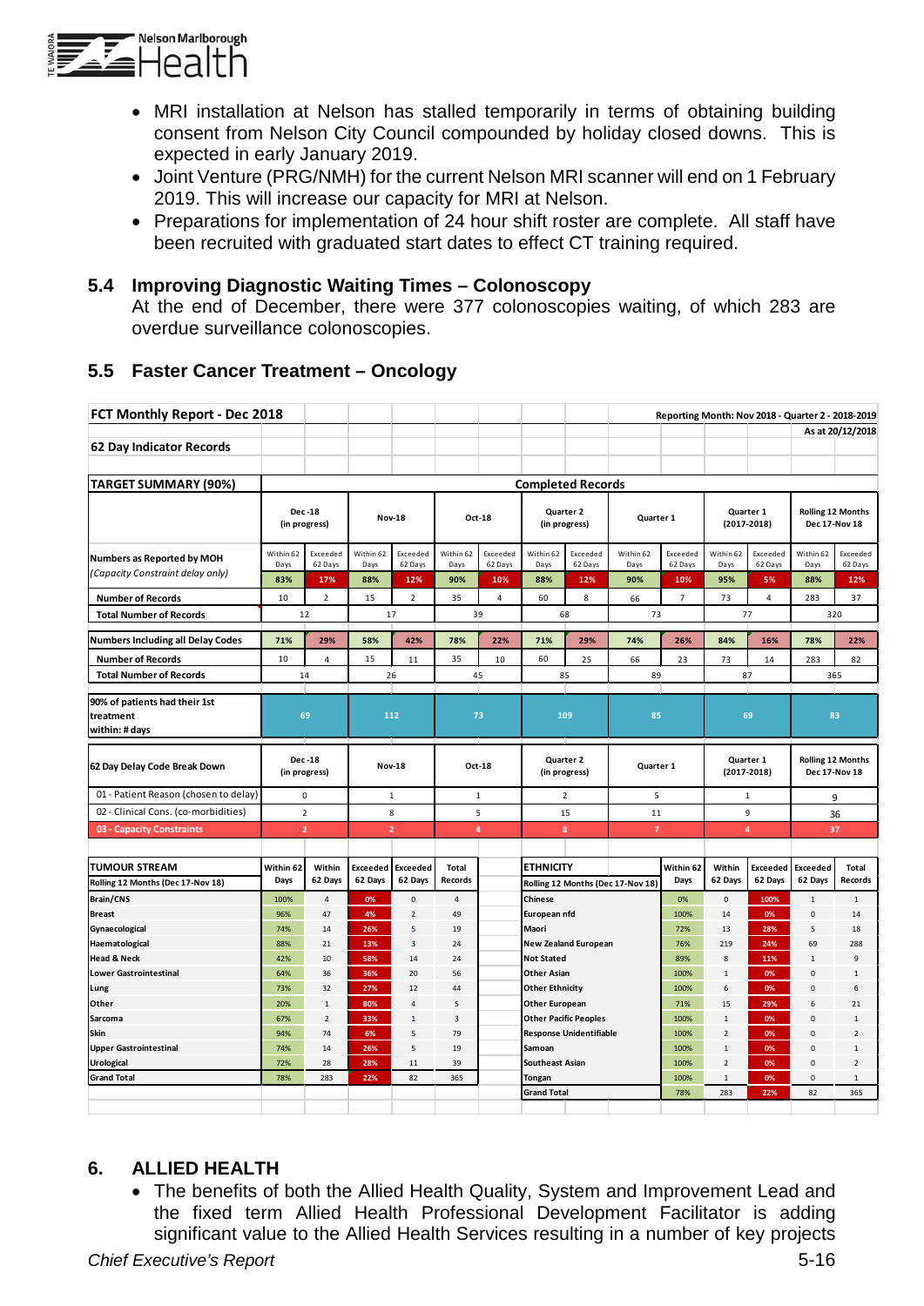- MRI installation at Nelson has stalled temporarily in terms of obtaining building consent from Nelson City Council compounded by holiday closed downs. This is expected in early January 2019.
- Joint Venture (PRG/NMH) for the current Nelson MRI scanner will end on 1 February 2019. This will increase our capacity for MRI at Nelson.
- Preparations for implementation of 24 hour shift roster are complete. All staff have been recruited with graduated start dates to effect CT training required.

## 5.4 Improving Diagnostic Waiting Times – Colonoscopy

At the end of December, there were 377 colonoscopies waiting, of which 283 are overdue surveillance colonoscopies.

## 5.5 Faster Cancer Treatment – Oncology

**FCT Monthly Report - Dec 2018**

**Reporting Month: Nov 2018 - Quarter 2 - 2018-2019**
**As at 20/12/2018**

**62 Day Indicator Records**

| TARGET SUMMARY (90%) | Completed Records | | | | | | | | | | | | | |
|---|---|---|---|---|---|---|---|---|---|---|---|---|---|---|
| | Dec -18 (in progress) | | Nov-18 | | Oct-18 | | Quarter 2 (in progress) | | Quarter 1 | | Quarter 1 (2017-2018) | | Rolling 12 Months Dec 17-Nov 18 | |
| **Numbers as Reported by MOH** *(Capacity Constraint delay only)* | Within 62 Days | Exceeded 62 Days | Within 62 Days | Exceeded 62 Days | Within 62 Days | Exceeded 62 Days | Within 62 Days | Exceeded 62 Days | Within 62 Days | Exceeded 62 Days | Within 62 Days | Exceeded 62 Days | Within 62 Days | Exceeded 62 Days |
| | 83% | 17% | 88% | 12% | 90% | 10% | 88% | 12% | 90% | 10% | 95% | 5% | 88% | 12% |
| Number of Records | 10 | 2 | 15 | 2 | 35 | 4 | 60 | 8 | 66 | 7 | 73 | 4 | 283 | 37 |
| Total Number of Records | 12 | | 17 | | 39 | | 68 | | 73 | | 77 | | 320 | |
| **Numbers Including all Delay Codes** | 71% | 29% | 58% | 42% | 78% | 22% | 71% | 29% | 74% | 26% | 84% | 16% | 78% | 22% |
| Number of Records | 10 | 4 | 15 | 11 | 35 | 10 | 60 | 25 | 66 | 23 | 73 | 14 | 283 | 82 |
| Total Number of Records | 14 | | 26 | | 45 | | 85 | | 89 | | 87 | | 365 | |
| **90% of patients had their 1st treatment within: # days** | 69 | | 112 | | 73 | | 109 | | 85 | | 69 | | 83 | |

| 62 Day Delay Code Break Down | Dec -18 (in progress) | Nov-18 | Oct-18 | Quarter 2 (in progress) | Quarter 1 | Quarter 1 (2017-2018) | Rolling 12 Months Dec 17-Nov 18 |
|---|---|---|---|---|---|---|---|
| 01 - Patient Reason (chosen to delay) | 0 | 1 | 1 | 2 | 5 | 1 | 9 |
| 02 - Clinical Cons. (co-morbidities) | 2 | 8 | 5 | 15 | 11 | 9 | 36 |
| 03 - Capacity Constraints | 2 | 2 | 4 | 8 | 7 | 4 | 37 |

| TUMOUR STREAM Rolling 12 Months (Dec 17-Nov 18) | Within 62 Days | Within 62 Days | Exceeded 62 Days | Exceeded 62 Days | Total Records |
|---|---|---|---|---|---|
| Brain/CNS | 100% | 4 | 0% | 0 | 4 |
| Breast | 96% | 47 | 4% | 2 | 49 |
| Gynaecological | 74% | 14 | 26% | 5 | 19 |
| Haematological | 88% | 21 | 13% | 3 | 24 |
| Head & Neck | 42% | 10 | 58% | 14 | 24 |
| Lower Gastrointestinal | 64% | 36 | 36% | 20 | 56 |
| Lung | 73% | 32 | 27% | 12 | 44 |
| Other | 20% | 1 | 80% | 4 | 5 |
| Sarcoma | 67% | 2 | 33% | 1 | 3 |
| Skin | 94% | 74 | 6% | 5 | 79 |
| Upper Gastrointestinal | 74% | 14 | 26% | 5 | 19 |
| Urological | 72% | 28 | 28% | 11 | 39 |
| Grand Total | 78% | 283 | 22% | 82 | 365 |

| ETHNICITY Rolling 12 Months (Dec 17-Nov 18) | Within 62 Days | Within 62 Days | Exceeded 62 Days | Exceeded 62 Days | Total Records |
|---|---|---|---|---|---|
| Chinese | 0% | 0 | 100% | 1 | 1 |
| European nfd | 100% | 14 | 0% | 0 | 14 |
| Maori | 72% | 13 | 28% | 5 | 18 |
| New Zealand European | 76% | 219 | 24% | 69 | 288 |
| Not Stated | 89% | 8 | 11% | 1 | 9 |
| Other Asian | 100% | 1 | 0% | 0 | 1 |
| Other Ethnicity | 100% | 6 | 0% | 0 | 6 |
| Other European | 71% | 15 | 29% | 6 | 21 |
| Other Pacific Peoples | 100% | 1 | 0% | 0 | 1 |
| Response Unidentifiable | 100% | 2 | 0% | 0 | 2 |
| Samoan | 100% | 1 | 0% | 0 | 1 |
| Southeast Asian | 100% | 2 | 0% | 0 | 2 |
| Tongan | 100% | 1 | 0% | 0 | 1 |
| Grand Total | 78% | 283 | 22% | 82 | 365 |

## 6. ALLIED HEALTH

- The benefits of both the Allied Health Quality, System and Improvement Lead and the fixed term Allied Health Professional Development Facilitator is adding significant value to the Allied Health Services resulting in a number of key projects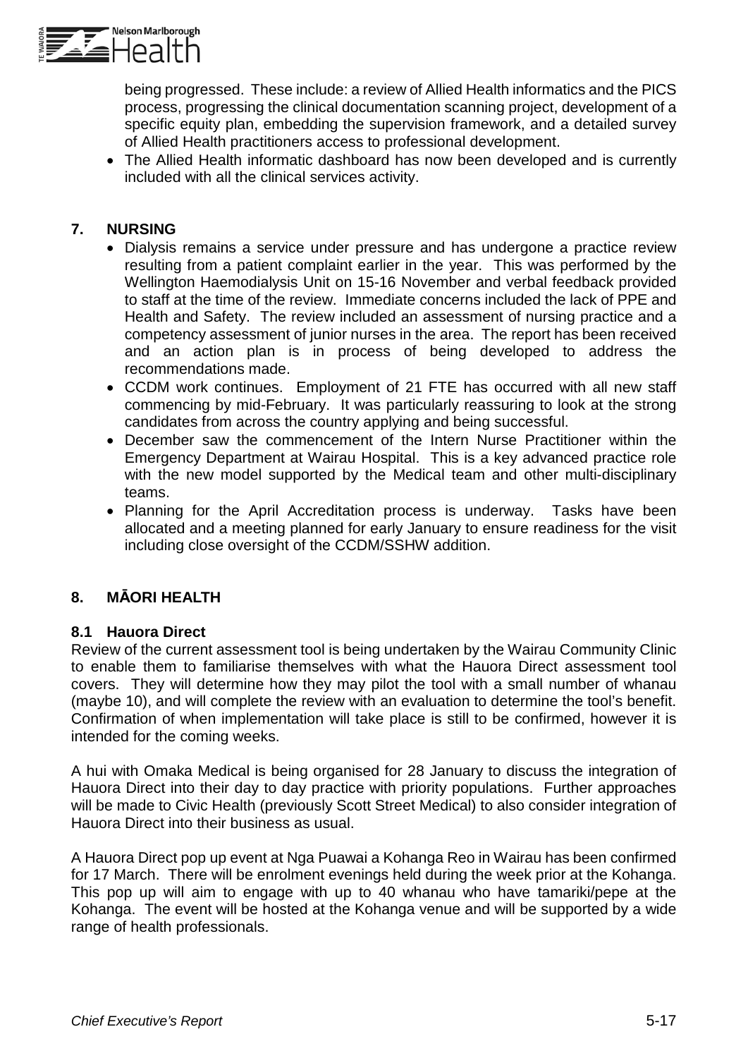being progressed. These include: a review of Allied Health informatics and the PICS process, progressing the clinical documentation scanning project, development of a specific equity plan, embedding the supervision framework, and a detailed survey of Allied Health practitioners access to professional development.

- The Allied Health informatic dashboard has now been developed and is currently included with all the clinical services activity.

## 7. NURSING

- Dialysis remains a service under pressure and has undergone a practice review resulting from a patient complaint earlier in the year. This was performed by the Wellington Haemodialysis Unit on 15-16 November and verbal feedback provided to staff at the time of the review. Immediate concerns included the lack of PPE and Health and Safety. The review included an assessment of nursing practice and a competency assessment of junior nurses in the area. The report has been received and an action plan is in process of being developed to address the recommendations made.
- CCDM work continues. Employment of 21 FTE has occurred with all new staff commencing by mid-February. It was particularly reassuring to look at the strong candidates from across the country applying and being successful.
- December saw the commencement of the Intern Nurse Practitioner within the Emergency Department at Wairau Hospital. This is a key advanced practice role with the new model supported by the Medical team and other multi-disciplinary teams.
- Planning for the April Accreditation process is underway. Tasks have been allocated and a meeting planned for early January to ensure readiness for the visit including close oversight of the CCDM/SSHW addition.

## 8. MĀORI HEALTH

### 8.1 Hauora Direct

Review of the current assessment tool is being undertaken by the Wairau Community Clinic to enable them to familiarise themselves with what the Hauora Direct assessment tool covers. They will determine how they may pilot the tool with a small number of whanau (maybe 10), and will complete the review with an evaluation to determine the tool's benefit. Confirmation of when implementation will take place is still to be confirmed, however it is intended for the coming weeks.

A hui with Omaka Medical is being organised for 28 January to discuss the integration of Hauora Direct into their day to day practice with priority populations. Further approaches will be made to Civic Health (previously Scott Street Medical) to also consider integration of Hauora Direct into their business as usual.

A Hauora Direct pop up event at Nga Puawai a Kohanga Reo in Wairau has been confirmed for 17 March. There will be enrolment evenings held during the week prior at the Kohanga. This pop up will aim to engage with up to 40 whanau who have tamariki/pepe at the Kohanga. The event will be hosted at the Kohanga venue and will be supported by a wide range of health professionals.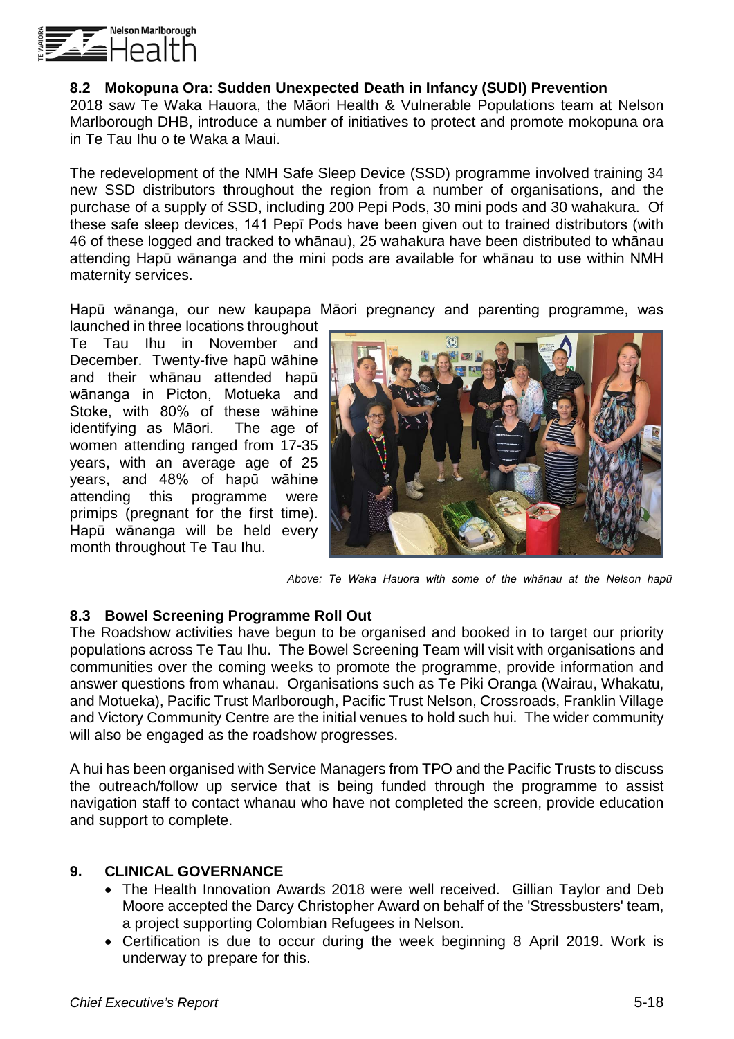### 8.2 Mokopuna Ora: Sudden Unexpected Death in Infancy (SUDI) Prevention

2018 saw Te Waka Hauora, the Māori Health & Vulnerable Populations team at Nelson Marlborough DHB, introduce a number of initiatives to protect and promote mokopuna ora in Te Tau Ihu o te Waka a Maui.

The redevelopment of the NMH Safe Sleep Device (SSD) programme involved training 34 new SSD distributors throughout the region from a number of organisations, and the purchase of a supply of SSD, including 200 Pepi Pods, 30 mini pods and 30 wahakura. Of these safe sleep devices, 141 Pepī Pods have been given out to trained distributors (with 46 of these logged and tracked to whānau), 25 wahakura have been distributed to whānau attending Hapū wānanga and the mini pods are available for whānau to use within NMH maternity services.

Hapū wānanga, our new kaupapa Māori pregnancy and parenting programme, was launched in three locations throughout Te Tau Ihu in November and December. Twenty-five hapū wāhine and their whānau attended hapū wānanga in Picton, Motueka and Stoke, with 80% of these wāhine identifying as Māori. The age of women attending ranged from 17-35 years, with an average age of 25 years, and 48% of hapū wāhine attending this programme were primips (pregnant for the first time). Hapū wānanga will be held every month throughout Te Tau Ihu.

*Above: Te Waka Hauora with some of the whānau at the Nelson hapū*

### 8.3 Bowel Screening Programme Roll Out

The Roadshow activities have begun to be organised and booked in to target our priority populations across Te Tau Ihu. The Bowel Screening Team will visit with organisations and communities over the coming weeks to promote the programme, provide information and answer questions from whanau. Organisations such as Te Piki Oranga (Wairau, Whakatu, and Motueka), Pacific Trust Marlborough, Pacific Trust Nelson, Crossroads, Franklin Village and Victory Community Centre are the initial venues to hold such hui. The wider community will also be engaged as the roadshow progresses.

A hui has been organised with Service Managers from TPO and the Pacific Trusts to discuss the outreach/follow up service that is being funded through the programme to assist navigation staff to contact whanau who have not completed the screen, provide education and support to complete.

## 9. CLINICAL GOVERNANCE

- The Health Innovation Awards 2018 were well received. Gillian Taylor and Deb Moore accepted the Darcy Christopher Award on behalf of the 'Stressbusters' team, a project supporting Colombian Refugees in Nelson.
- Certification is due to occur during the week beginning 8 April 2019. Work is underway to prepare for this.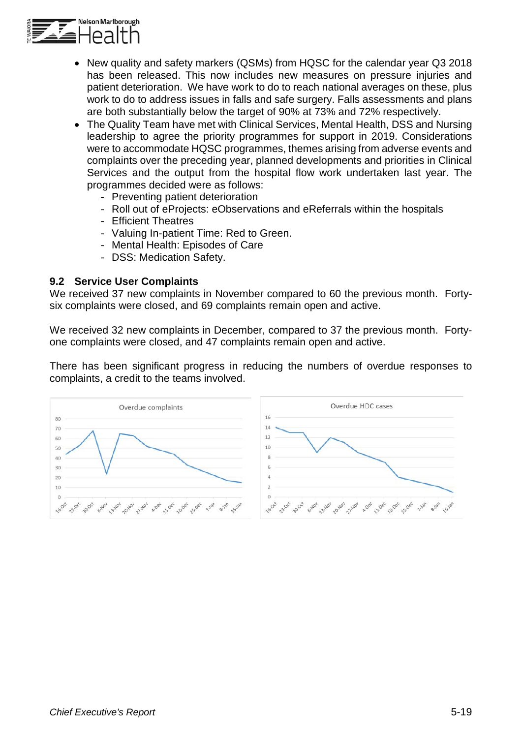- New quality and safety markers (QSMs) from HQSC for the calendar year Q3 2018 has been released. This now includes new measures on pressure injuries and patient deterioration. We have work to do to reach national averages on these, plus work to do to address issues in falls and safe surgery. Falls assessments and plans are both substantially below the target of 90% at 73% and 72% respectively.
- The Quality Team have met with Clinical Services, Mental Health, DSS and Nursing leadership to agree the priority programmes for support in 2019. Considerations were to accommodate HQSC programmes, themes arising from adverse events and complaints over the preceding year, planned developments and priorities in Clinical Services and the output from the hospital flow work undertaken last year. The programmes decided were as follows:
  - Preventing patient deterioration
  - Roll out of eProjects: eObservations and eReferrals within the hospitals
  - Efficient Theatres
  - Valuing In-patient Time: Red to Green.
  - Mental Health: Episodes of Care
  - DSS: Medication Safety.

### 9.2 Service User Complaints

We received 37 new complaints in November compared to 60 the previous month. Forty-six complaints were closed, and 69 complaints remain open and active.

We received 32 new complaints in December, compared to 37 the previous month. Forty-one complaints were closed, and 47 complaints remain open and active.

There has been significant progress in reducing the numbers of overdue responses to complaints, a credit to the teams involved.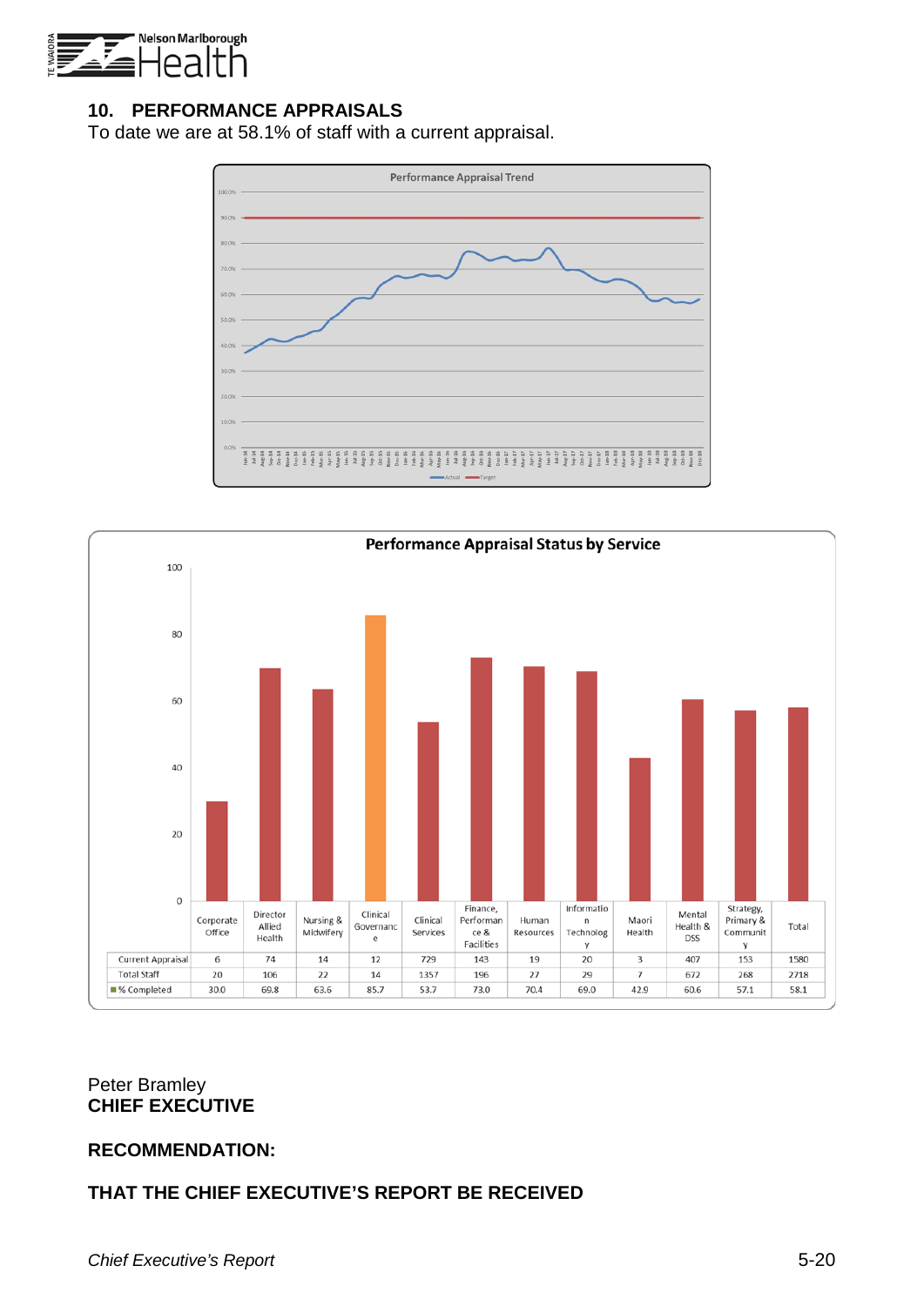## 10. PERFORMANCE APPRAISALS

To date we are at 58.1% of staff with a current appraisal.

Performance Appraisal Trend

100.0%
90.0%
80.0%
70.0%
60.0%
50.0%
40.0%
30.0%
20.0%
10.0%
0.0%

Actual
Target

Performance Appraisal Status by Service

100
80
60
40
20
0

| | Corporate Office | Director Allied Health | Nursing & Midwifery | Clinical Governance | Clinical Services | Finance, Performance & Facilities | Human Resources | Information Technology | Maori Health | Mental Health & DSS | Strategy, Primary & Community | Total |
|---|---|---|---|---|---|---|---|---|---|---|---|---|
| Current Appraisal | 6 | 74 | 14 | 12 | 729 | 143 | 19 | 20 | 3 | 407 | 153 | 1580 |
| Total Staff | 20 | 106 | 22 | 14 | 1357 | 196 | 27 | 29 | 7 | 672 | 268 | 2718 |
| % Completed | 30.0 | 69.8 | 63.6 | 85.7 | 53.7 | 73.0 | 70.4 | 69.0 | 42.9 | 60.6 | 57.1 | 58.1 |

Peter Bramley
**CHIEF EXECUTIVE**

**RECOMMENDATION:**

**THAT THE CHIEF EXECUTIVE'S REPORT BE RECEIVED**